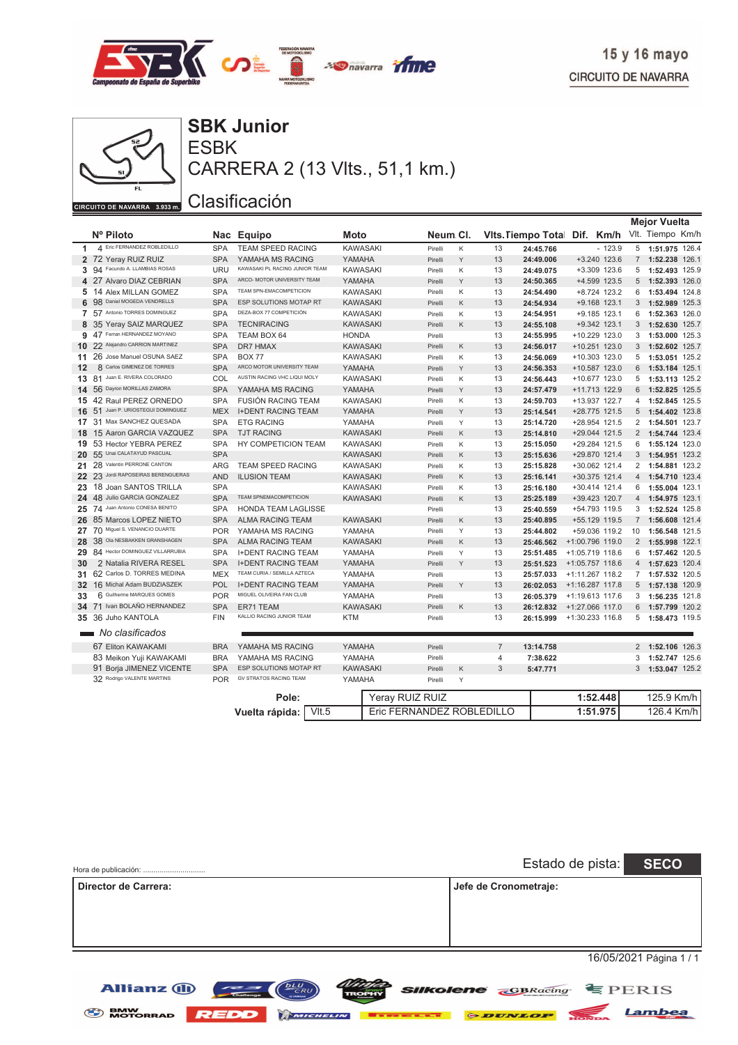15 y 16 mayo
CIRCUITO DE NAVARRA

# SBK Junior

## ESBK

## CARRERA 2 (13 Vlts., 51,1 km.)

CIRCUITO DE NAVARRA 3.933 m.

## Clasificación

| | Nº | Piloto | Nac | Equipo | Moto | Neum. | Cl. | Vlts. | Tiempo Total | Dif. | Km/h | Mejor Vuelta Vlt. | Tiempo | Km/h |
|---|---|---|---|---|---|---|---|---|---|---|---|---|---|---|
| 1 | 4 | Eric FERNANDEZ ROBLEDILLO | SPA | TEAM SPEED RACING | KAWASAKI | Pirelli | K | 13 | 24:45.766 | - | 123.9 | 5 | 1:51.975 | 126.4 |
| 2 | 72 | Yeray RUIZ RUIZ | SPA | YAMAHA MS RACING | YAMAHA | Pirelli | Y | 13 | 24:49.006 | +3.240 | 123.6 | 7 | 1:52.238 | 126.1 |
| 3 | 94 | Facundo A. LLAMBIAS ROSAS | URU | KAWASAKI PL RACING JUNIOR TEAM | KAWASAKI | Pirelli | K | 13 | 24:49.075 | +3.309 | 123.6 | 5 | 1:52.493 | 125.9 |
| 4 | 27 | Alvaro DIAZ CEBRIAN | SPA | ARCO- MOTOR UNIVERSITY TEAM | YAMAHA | Pirelli | Y | 13 | 24:50.365 | +4.599 | 123.5 | 5 | 1:52.393 | 126.0 |
| 5 | 14 | Alex MILLAN GOMEZ | SPA | TEAM SPN-EMACOMPETICION | KAWASAKI | Pirelli | K | 13 | 24:54.490 | +8.724 | 123.2 | 6 | 1:53.494 | 124.8 |
| 6 | 98 | Daniel MOGEDA VENDRELLS | SPA | ESP SOLUTIONS MOTAP RT | KAWASAKI | Pirelli | K | 13 | 24:54.934 | +9.168 | 123.1 | 3 | 1:52.989 | 125.3 |
| 7 | 57 | Antonio TORRES DOMINGUEZ | SPA | DEZA-BOX 77 COMPETICIÓN | KAWASAKI | Pirelli | K | 13 | 24:54.951 | +9.185 | 123.1 | 6 | 1:52.363 | 126.0 |
| 8 | 35 | Yeray SAIZ MARQUEZ | SPA | TECNIRACING | KAWASAKI | Pirelli | K | 13 | 24:55.108 | +9.342 | 123.1 | 3 | 1:52.630 | 125.7 |
| 9 | 47 | Ferran HERNANDEZ MOYANO | SPA | TEAM BOX 64 | HONDA | Pirelli | | 13 | 24:55.995 | +10.229 | 123.0 | 3 | 1:53.000 | 125.3 |
| 10 | 22 | Alejandro CARRION MARTINEZ | SPA | DR7 HMAX | KAWASAKI | Pirelli | K | 13 | 24:56.017 | +10.251 | 123.0 | 3 | 1:52.602 | 125.7 |
| 11 | 26 | Jose Manuel OSUNA SAEZ | SPA | BOX 77 | KAWASAKI | Pirelli | K | 13 | 24:56.069 | +10.303 | 123.0 | 5 | 1:53.051 | 125.2 |
| 12 | 8 | Carlos GIMENEZ DE TORRES | SPA | ARCO MOTOR UNIVERSITY TEAM | YAMAHA | Pirelli | Y | 13 | 24:56.353 | +10.587 | 123.0 | 6 | 1:53.184 | 125.1 |
| 13 | 81 | Juan E. RIVERA COLORADO | COL | AUSTIN RACING VHC LIQUI MOLY | KAWASAKI | Pirelli | K | 13 | 24:56.443 | +10.677 | 123.0 | 5 | 1:53.113 | 125.2 |
| 14 | 56 | Dayron MORILLAS ZAMORA | SPA | YAMAHA MS RACING | YAMAHA | Pirelli | Y | 13 | 24:57.479 | +11.713 | 122.9 | 6 | 1:52.825 | 125.5 |
| 15 | 42 | Raul PEREZ ORNEDO | SPA | FUSIÓN RACING TEAM | KAWASAKI | Pirelli | K | 13 | 24:59.703 | +13.937 | 122.7 | 4 | 1:52.845 | 125.5 |
| 16 | 51 | Juan P. URIOSTEGUI DOMINGUEZ | MEX | I+DENT RACING TEAM | YAMAHA | Pirelli | Y | 13 | 25:14.541 | +28.775 | 121.5 | 5 | 1:54.402 | 123.8 |
| 17 | 31 | Max SANCHEZ QUESADA | SPA | ETG RACING | YAMAHA | Pirelli | Y | 13 | 25:14.720 | +28.954 | 121.5 | 2 | 1:54.501 | 123.7 |
| 18 | 15 | Aaron GARCIA VAZQUEZ | SPA | TJT RACING | KAWASAKI | Pirelli | K | 13 | 25:14.810 | +29.044 | 121.5 | 2 | 1:54.744 | 123.4 |
| 19 | 53 | Hector YEBRA PEREZ | SPA | HY COMPETICION TEAM | KAWASAKI | Pirelli | K | 13 | 25:15.050 | +29.284 | 121.5 | 6 | 1:55.124 | 123.0 |
| 20 | 55 | Unai CALATAYUD PASCUAL | SPA | | KAWASAKI | Pirelli | K | 13 | 25:15.636 | +29.870 | 121.4 | 3 | 1:54.951 | 123.2 |
| 21 | 28 | Valentin PERRONE CANTON | ARG | TEAM SPEED RACING | KAWASAKI | Pirelli | K | 13 | 25:15.828 | +30.062 | 121.4 | 2 | 1:54.881 | 123.2 |
| 22 | 23 | Jordi RAPOSEIRAS BERENGUERAS | AND | ILUSION TEAM | KAWASAKI | Pirelli | K | 13 | 25:16.141 | +30.375 | 121.4 | 4 | 1:54.710 | 123.4 |
| 23 | 18 | Joan SANTOS TRILLA | SPA | | KAWASAKI | Pirelli | K | 13 | 25:16.180 | +30.414 | 121.4 | 6 | 1:55.004 | 123.1 |
| 24 | 48 | Julio GARCIA GONZALEZ | SPA | TEAM SPNEMACOMPETICION | KAWASAKI | Pirelli | K | 13 | 25:25.189 | +39.423 | 120.7 | 4 | 1:54.975 | 123.1 |
| 25 | 74 | Juan Antonio CONESA BENITO | SPA | HONDA TEAM LAGLISSE | | Pirelli | | 13 | 25:40.559 | +54.793 | 119.5 | 3 | 1:52.524 | 125.8 |
| 26 | 85 | Marcos LOPEZ NIETO | SPA | ALMA RACING TEAM | KAWASAKI | Pirelli | K | 13 | 25:40.895 | +55.129 | 119.5 | 7 | 1:56.608 | 121.4 |
| 27 | 70 | Miguel S. VENANCIO DUARTE | POR | YAMAHA MS RACING | YAMAHA | Pirelli | Y | 13 | 25:44.802 | +59.036 | 119.2 | 10 | 1:56.548 | 121.5 |
| 28 | 38 | Ola NESBAKKEN GRANSHAGEN | SPA | ALMA RACING TEAM | KAWASAKI | Pirelli | K | 13 | 25:46.562 | +1:00.796 | 119.0 | 2 | 1:55.998 | 122.1 |
| 29 | 84 | Hector DOMINGUEZ VILLARRUBIA | SPA | I+DENT RACING TEAM | YAMAHA | Pirelli | Y | 13 | 25:51.485 | +1:05.719 | 118.6 | 6 | 1:57.462 | 120.5 |
| 30 | 2 | Natalia RIVERA RESEL | SPA | I+DENT RACING TEAM | YAMAHA | Pirelli | Y | 13 | 25:51.523 | +1:05.757 | 118.6 | 4 | 1:57.623 | 120.4 |
| 31 | 62 | Carlos D. TORRES MEDINA | MEX | TEAM CURIA / SEMILLA AZTECA | YAMAHA | Pirelli | | 13 | 25:57.033 | +1:11.267 | 118.2 | 7 | 1:57.532 | 120.5 |
| 32 | 16 | Michal Adam BUDZIASZEK | POL | I+DENT RACING TEAM | YAMAHA | Pirelli | Y | 13 | 26:02.053 | +1:16.287 | 117.8 | 5 | 1:57.138 | 120.9 |
| 33 | 6 | Guilherme MARQUES GOMES | POR | MIGUEL OLIVEIRA FAN CLUB | YAMAHA | Pirelli | | 13 | 26:05.379 | +1:19.613 | 117.6 | 3 | 1:56.235 | 121.8 |
| 34 | 71 | Ivan BOLAÑO HERNANDEZ | SPA | ER71 TEAM | KAWASAKI | Pirelli | K | 13 | 26:12.832 | +1:27.066 | 117.0 | 6 | 1:57.799 | 120.2 |
| 35 | 36 | Juho KANTOLA | FIN | KALLIO RACING JUNIOR TEAM | KTM | Pirelli | | 13 | 26:15.999 | +1:30.233 | 116.8 | 5 | 1:58.473 | 119.5 |
| | | *No clasificados* | | | | | | | | | | | | |
| | 67 | Eliton KAWAKAMI | BRA | YAMAHA MS RACING | YAMAHA | Pirelli | | 7 | 13:14.758 | | | 2 | 1:52.106 | 126.3 |
| | 83 | Meikon Yuji KAWAKAMI | BRA | YAMAHA MS RACING | YAMAHA | Pirelli | | 4 | 7:38.622 | | | 3 | 1:52.747 | 125.6 |
| | 91 | Borja JIMENEZ VICENTE | SPA | ESP SOLUTIONS MOTAP RT | KAWASAKI | Pirelli | K | 3 | 5:47.771 | | | 3 | 1:53.047 | 125.2 |
| | 32 | Rodrigo VALENTE MARTINS | POR | GV STRATOS RACING TEAM | YAMAHA | Pirelli | Y | | | | | | | |

| | | | | |
|---|---|---|---|---|
| Pole: | | Yeray RUIZ RUIZ | 1:52.448 | 125.9 Km/h |
| Vuelta rápida: | Vlt.5 | Eric FERNANDEZ ROBLEDILLO | 1:51.975 | 126.4 Km/h |

Hora de publicación: ..............................

Estado de pista: **SECO**

| Director de Carrera: | Jefe de Cronometraje: |
|---|---|
| | |

16/05/2021 Página 1 / 1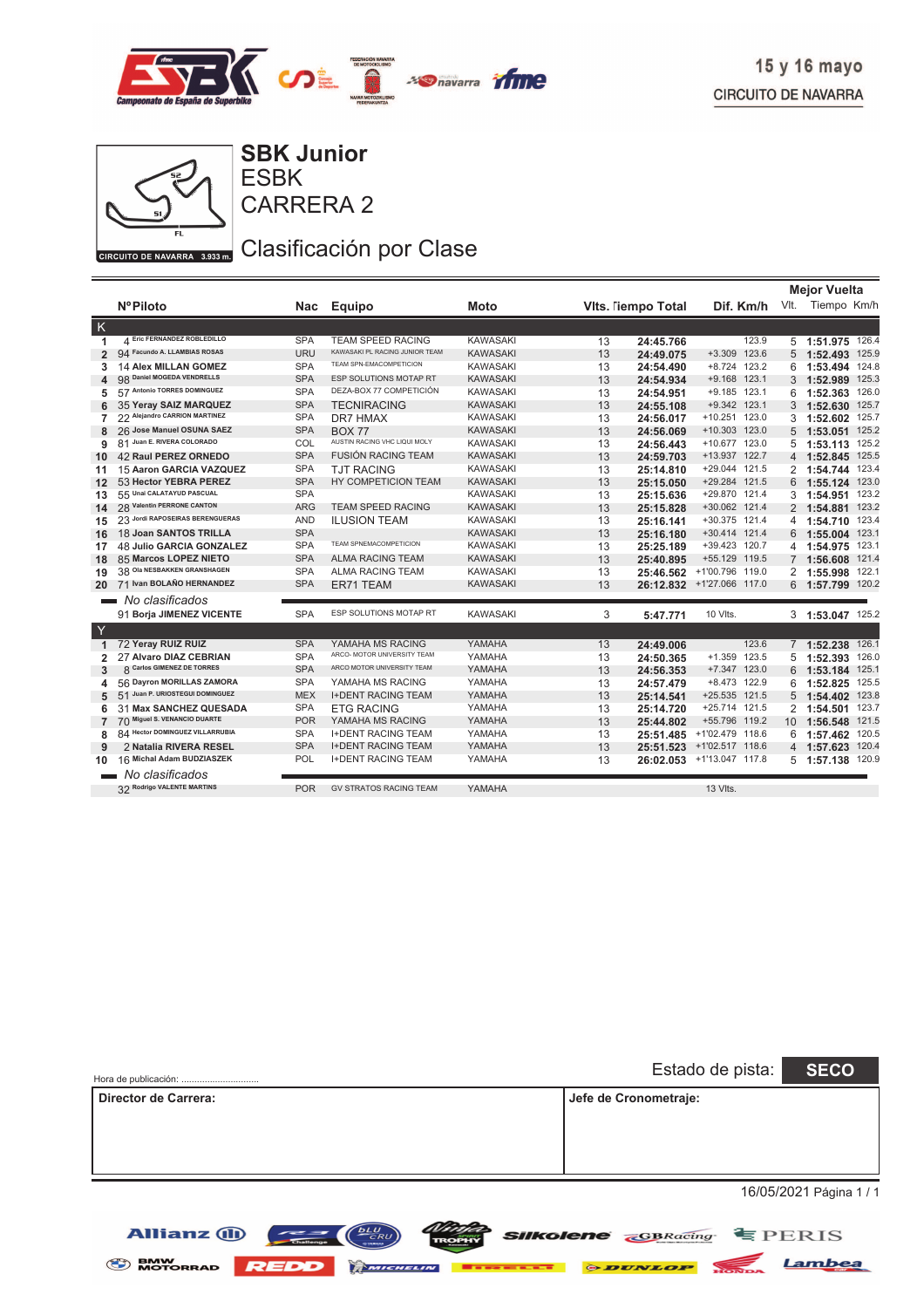15 y 16 mayo

CIRCUITO DE NAVARRA

CIRCUITO DE NAVARRA 3.933 m.

# SBK Junior

## ESBK

## CARRERA 2

## Clasificación por Clase

| | Nº | Piloto | Nac | Equipo | Moto | Vlts. | Tiempo Total | Dif. | Km/h | Mejor Vuelta Vlt. | Tiempo | Km/h |
|---|---|---|---|---|---|---|---|---|---|---|---|---|
| **K** | | | | | | | | | | | | |
| 1 | 4 | Eric FERNANDEZ ROBLEDILLO | SPA | TEAM SPEED RACING | KAWASAKI | 13 | 24:45.766 | | 123.9 | 5 | 1:51.975 | 126.4 |
| 2 | 94 | Facundo A. LLAMBIAS ROSAS | URU | KAWASAKI PL RACING JUNIOR TEAM | KAWASAKI | 13 | 24:49.075 | +3.309 | 123.6 | 5 | 1:52.493 | 125.9 |
| 3 | 14 | Alex MILLAN GOMEZ | SPA | TEAM SPN-EMACOMPETICION | KAWASAKI | 13 | 24:54.490 | +8.724 | 123.2 | 6 | 1:53.494 | 124.8 |
| 4 | 98 | Daniel MOGEDA VENDRELLS | SPA | ESP SOLUTIONS MOTAP RT | KAWASAKI | 13 | 24:54.934 | +9.168 | 123.1 | 3 | 1:52.989 | 125.3 |
| 5 | 57 | Antonio TORRES DOMINGUEZ | SPA | DEZA-BOX 77 COMPETICIÓN | KAWASAKI | 13 | 24:54.951 | +9.185 | 123.1 | 6 | 1:52.363 | 126.0 |
| 6 | 35 | Yeray SAIZ MARQUEZ | SPA | TECNIRACING | KAWASAKI | 13 | 24:55.108 | +9.342 | 123.1 | 3 | 1:52.630 | 125.7 |
| 7 | 22 | Alejandro CARRION MARTINEZ | SPA | DR7 HMAX | KAWASAKI | 13 | 24:56.017 | +10.251 | 123.0 | 3 | 1:52.602 | 125.7 |
| 8 | 26 | Jose Manuel OSUNA SAEZ | SPA | BOX 77 | KAWASAKI | 13 | 24:56.069 | +10.303 | 123.0 | 5 | 1:53.051 | 125.2 |
| 9 | 81 | Juan E. RIVERA COLORADO | COL | AUSTIN RACING VHC LIQUI MOLY | KAWASAKI | 13 | 24:56.443 | +10.677 | 123.0 | 5 | 1:53.113 | 125.2 |
| 10 | 42 | Raul PEREZ ORNEDO | SPA | FUSIÓN RACING TEAM | KAWASAKI | 13 | 24:59.703 | +13.937 | 122.7 | 4 | 1:52.845 | 125.5 |
| 11 | 15 | Aaron GARCIA VAZQUEZ | SPA | TJT RACING | KAWASAKI | 13 | 25:14.810 | +29.044 | 121.5 | 2 | 1:54.744 | 123.4 |
| 12 | 53 | Hector YEBRA PEREZ | SPA | HY COMPETICION TEAM | KAWASAKI | 13 | 25:15.050 | +29.284 | 121.5 | 6 | 1:55.124 | 123.0 |
| 13 | 55 | Unai CALATAYUD PASCUAL | SPA | | KAWASAKI | 13 | 25:15.636 | +29.870 | 121.4 | 3 | 1:54.951 | 123.2 |
| 14 | 28 | Valentin PERRONE CANTON | ARG | TEAM SPEED RACING | KAWASAKI | 13 | 25:15.828 | +30.062 | 121.4 | 2 | 1:54.881 | 123.2 |
| 15 | 23 | Jordi RAPOSEIRAS BERENGUERAS | AND | ILUSION TEAM | KAWASAKI | 13 | 25:16.141 | +30.375 | 121.4 | 4 | 1:54.710 | 123.4 |
| 16 | 18 | Joan SANTOS TRILLA | SPA | | KAWASAKI | 13 | 25:16.180 | +30.414 | 121.4 | 6 | 1:55.004 | 123.1 |
| 17 | 48 | Julio GARCIA GONZALEZ | SPA | TEAM SPNEMACOMPETICION | KAWASAKI | 13 | 25:25.189 | +39.423 | 120.7 | 4 | 1:54.975 | 123.1 |
| 18 | 85 | Marcos LOPEZ NIETO | SPA | ALMA RACING TEAM | KAWASAKI | 13 | 25:40.895 | +55.129 | 119.5 | 7 | 1:56.608 | 121.4 |
| 19 | 38 | Ola NESBAKKEN GRANSHAGEN | SPA | ALMA RACING TEAM | KAWASAKI | 13 | 25:46.562 | +1'00.796 | 119.0 | 2 | 1:55.998 | 122.1 |
| 20 | 71 | Ivan BOLAÑO HERNANDEZ | SPA | ER71 TEAM | KAWASAKI | 13 | 26:12.832 | +1'27.066 | 117.0 | 6 | 1:57.799 | 120.2 |
| | | *No clasificados* | | | | | | | | | | |
| | 91 | Borja JIMENEZ VICENTE | SPA | ESP SOLUTIONS MOTAP RT | KAWASAKI | 3 | 5:47.771 | 10 Vlts. | | 3 | 1:53.047 | 125.2 |
| **Y** | | | | | | | | | | | | |
| 1 | 72 | Yeray RUIZ RUIZ | SPA | YAMAHA MS RACING | YAMAHA | 13 | 24:49.006 | | 123.6 | 7 | 1:52.238 | 126.1 |
| 2 | 27 | Alvaro DIAZ CEBRIAN | SPA | ARCO- MOTOR UNIVERSITY TEAM | YAMAHA | 13 | 24:50.365 | +1.359 | 123.5 | 5 | 1:52.393 | 126.0 |
| 3 | 8 | Carlos GIMENEZ DE TORRES | SPA | ARCO MOTOR UNIVERSITY TEAM | YAMAHA | 13 | 24:56.353 | +7.347 | 123.0 | 6 | 1:53.184 | 125.1 |
| 4 | 56 | Dayron MORILLAS ZAMORA | SPA | YAMAHA MS RACING | YAMAHA | 13 | 24:57.479 | +8.473 | 122.9 | 6 | 1:52.825 | 125.5 |
| 5 | 51 | Juan P. URIOSTEGUI DOMINGUEZ | MEX | I+DENT RACING TEAM | YAMAHA | 13 | 25:14.541 | +25.535 | 121.5 | 5 | 1:54.402 | 123.8 |
| 6 | 31 | Max SANCHEZ QUESADA | SPA | ETG RACING | YAMAHA | 13 | 25:14.720 | +25.714 | 121.5 | 2 | 1:54.501 | 123.7 |
| 7 | 70 | Miguel S. VENANCIO DUARTE | POR | YAMAHA MS RACING | YAMAHA | 13 | 25:44.802 | +55.796 | 119.2 | 10 | 1:56.548 | 121.5 |
| 8 | 84 | Hector DOMINGUEZ VILLARRUBIA | SPA | I+DENT RACING TEAM | YAMAHA | 13 | 25:51.485 | +1'02.479 | 118.6 | 6 | 1:57.462 | 120.5 |
| 9 | 2 | Natalia RIVERA RESEL | SPA | I+DENT RACING TEAM | YAMAHA | 13 | 25:51.523 | +1'02.517 | 118.6 | 4 | 1:57.623 | 120.4 |
| 10 | 16 | Michal Adam BUDZIASZEK | POL | I+DENT RACING TEAM | YAMAHA | 13 | 26:02.053 | +1'13.047 | 117.8 | 5 | 1:57.138 | 120.9 |
| | | *No clasificados* | | | | | | | | | | |
| | 32 | Rodrigo VALENTE MARTINS | POR | GV STRATOS RACING TEAM | YAMAHA | | | 13 Vlts. | | | | |

Hora de publicación: ...............................

Estado de pista: **SECO**

| Director de Carrera: | Jefe de Cronometraje: |
|---|---|
| | |

16/05/2021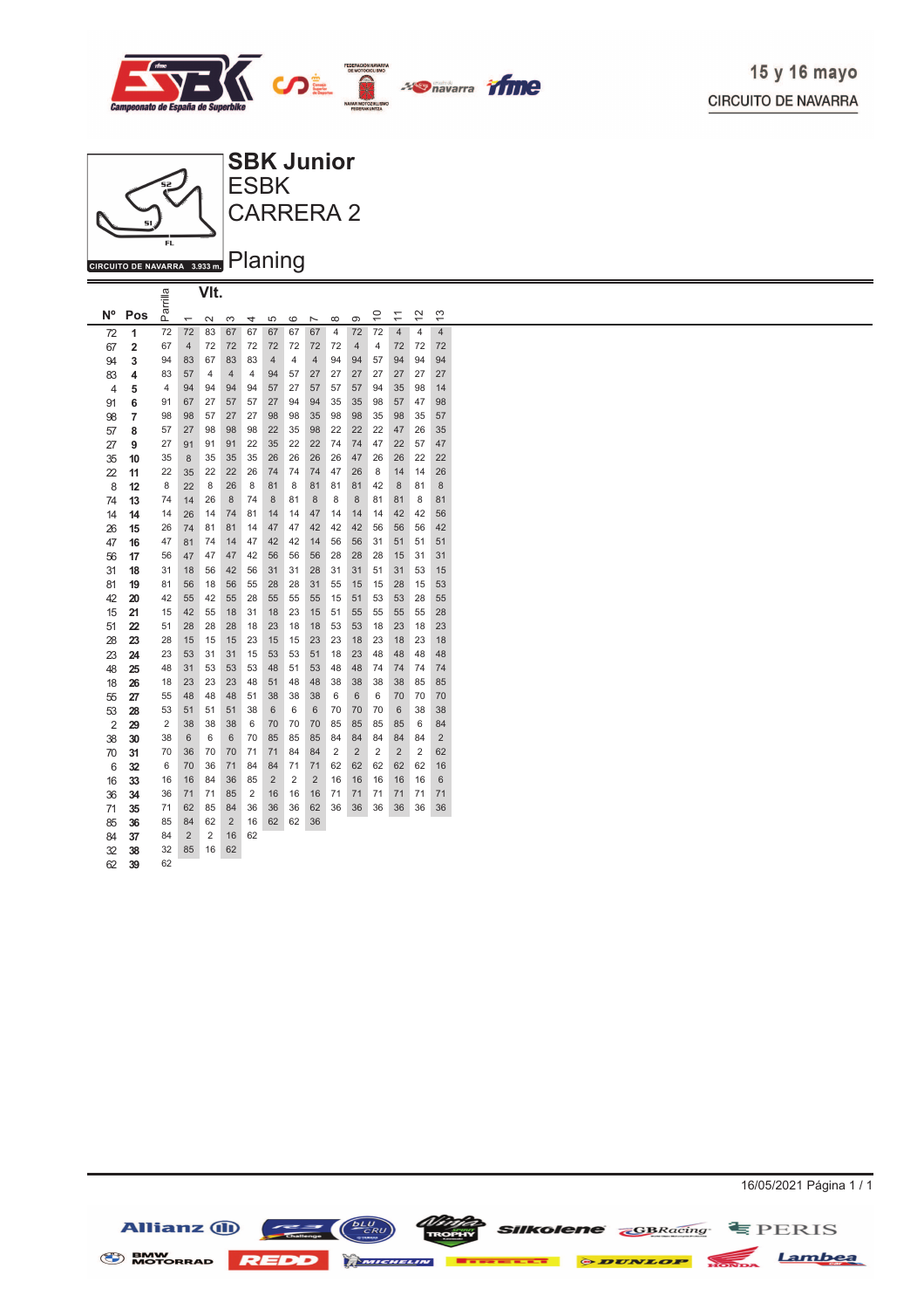15 y 16 mayo
CIRCUITO DE NAVARRA

# SBK Junior
## ESBK
## CARRERA 2

CIRCUITO DE NAVARRA 3.933 m.

## Planing

| Nº | Pos | Parrilla | 1 | 2 | 3 | 4 | 5 | 6 | 7 | 8 | 9 | 10 | 11 | 12 | 13 |
|---|---|---|---|---|---|---|---|---|---|---|---|---|---|---|---|
| 72 | **1** | 72 | 72 | 83 | 67 | 67 | 67 | 67 | 67 | 4 | 72 | 72 | 4 | 4 | 4 |
| 67 | **2** | 67 | 4 | 72 | 72 | 72 | 72 | 72 | 72 | 72 | 4 | 4 | 72 | 72 | 72 |
| 94 | **3** | 94 | 83 | 67 | 83 | 83 | 4 | 4 | 4 | 94 | 94 | 57 | 94 | 94 | 94 |
| 83 | **4** | 83 | 57 | 4 | 4 | 4 | 94 | 57 | 27 | 27 | 27 | 27 | 27 | 27 | 27 |
| 4 | **5** | 4 | 94 | 94 | 94 | 94 | 57 | 27 | 57 | 57 | 57 | 94 | 35 | 98 | 14 |
| 91 | **6** | 91 | 67 | 27 | 57 | 57 | 27 | 94 | 94 | 35 | 35 | 98 | 57 | 47 | 98 |
| 98 | **7** | 98 | 98 | 57 | 27 | 27 | 98 | 98 | 35 | 98 | 98 | 35 | 98 | 35 | 57 |
| 57 | **8** | 57 | 27 | 98 | 98 | 98 | 22 | 35 | 98 | 22 | 22 | 22 | 47 | 26 | 35 |
| 27 | **9** | 27 | 91 | 91 | 91 | 22 | 35 | 22 | 22 | 74 | 74 | 47 | 22 | 57 | 47 |
| 35 | **10** | 35 | 8 | 35 | 35 | 35 | 26 | 26 | 26 | 26 | 47 | 26 | 26 | 22 | 22 |
| 22 | **11** | 22 | 35 | 22 | 22 | 26 | 74 | 74 | 74 | 47 | 26 | 8 | 14 | 14 | 26 |
| 8 | **12** | 8 | 22 | 8 | 26 | 8 | 81 | 8 | 81 | 81 | 81 | 42 | 8 | 81 | 8 |
| 74 | **13** | 74 | 14 | 26 | 8 | 74 | 8 | 81 | 8 | 8 | 8 | 81 | 81 | 8 | 81 |
| 14 | **14** | 14 | 26 | 14 | 74 | 81 | 14 | 14 | 47 | 14 | 14 | 14 | 42 | 42 | 56 |
| 26 | **15** | 26 | 74 | 81 | 81 | 14 | 47 | 47 | 42 | 42 | 42 | 56 | 56 | 56 | 42 |
| 47 | **16** | 47 | 81 | 74 | 14 | 47 | 42 | 42 | 14 | 56 | 56 | 31 | 51 | 51 | 51 |
| 56 | **17** | 56 | 47 | 47 | 47 | 42 | 56 | 56 | 56 | 28 | 28 | 28 | 15 | 31 | 31 |
| 31 | **18** | 31 | 18 | 56 | 42 | 56 | 31 | 31 | 28 | 31 | 31 | 51 | 31 | 53 | 15 |
| 81 | **19** | 81 | 56 | 18 | 56 | 55 | 28 | 28 | 31 | 55 | 15 | 15 | 28 | 15 | 53 |
| 42 | **20** | 42 | 55 | 42 | 55 | 28 | 55 | 55 | 55 | 15 | 51 | 53 | 53 | 28 | 55 |
| 15 | **21** | 15 | 42 | 55 | 18 | 31 | 18 | 23 | 15 | 51 | 55 | 55 | 55 | 55 | 28 |
| 51 | **22** | 51 | 28 | 28 | 28 | 18 | 23 | 18 | 18 | 53 | 53 | 18 | 23 | 18 | 23 |
| 28 | **23** | 28 | 15 | 15 | 15 | 23 | 15 | 15 | 23 | 23 | 18 | 23 | 18 | 23 | 18 |
| 23 | **24** | 23 | 53 | 31 | 31 | 15 | 53 | 53 | 51 | 18 | 23 | 48 | 48 | 48 | 48 |
| 48 | **25** | 48 | 31 | 53 | 53 | 53 | 48 | 51 | 53 | 48 | 48 | 74 | 74 | 74 | 74 |
| 18 | **26** | 18 | 23 | 23 | 23 | 48 | 51 | 48 | 48 | 38 | 38 | 38 | 38 | 85 | 85 |
| 55 | **27** | 55 | 48 | 48 | 48 | 51 | 38 | 38 | 38 | 6 | 6 | 6 | 70 | 70 | 70 |
| 53 | **28** | 53 | 51 | 51 | 51 | 38 | 6 | 6 | 6 | 70 | 70 | 70 | 6 | 38 | 38 |
| 2 | **29** | 2 | 38 | 38 | 38 | 6 | 70 | 70 | 70 | 85 | 85 | 85 | 85 | 6 | 84 |
| 38 | **30** | 38 | 6 | 6 | 6 | 70 | 85 | 85 | 85 | 84 | 84 | 84 | 84 | 84 | 2 |
| 70 | **31** | 70 | 36 | 70 | 70 | 71 | 71 | 84 | 84 | 2 | 2 | 2 | 2 | 2 | 62 |
| 6 | **32** | 6 | 70 | 36 | 71 | 84 | 84 | 71 | 71 | 62 | 62 | 62 | 62 | 62 | 16 |
| 16 | **33** | 16 | 16 | 84 | 36 | 85 | 2 | 2 | 2 | 16 | 16 | 16 | 16 | 16 | 6 |
| 36 | **34** | 36 | 71 | 71 | 85 | 2 | 16 | 16 | 16 | 71 | 71 | 71 | 71 | 71 | 71 |
| 71 | **35** | 71 | 62 | 85 | 84 | 36 | 36 | 36 | 62 | 36 | 36 | 36 | 36 | 36 | 36 |
| 85 | **36** | 85 | 84 | 62 | 2 | 16 | 62 | 62 | 36 | | | | | | |
| 84 | **37** | 84 | 2 | 2 | 16 | 62 | | | | | | | | | |
| 32 | **38** | 32 | 85 | 16 | 62 | | | | | | | | | | |
| 62 | **39** | 62 | | | | | | | | | | | | | |

16/05/2021 Página 1 / 1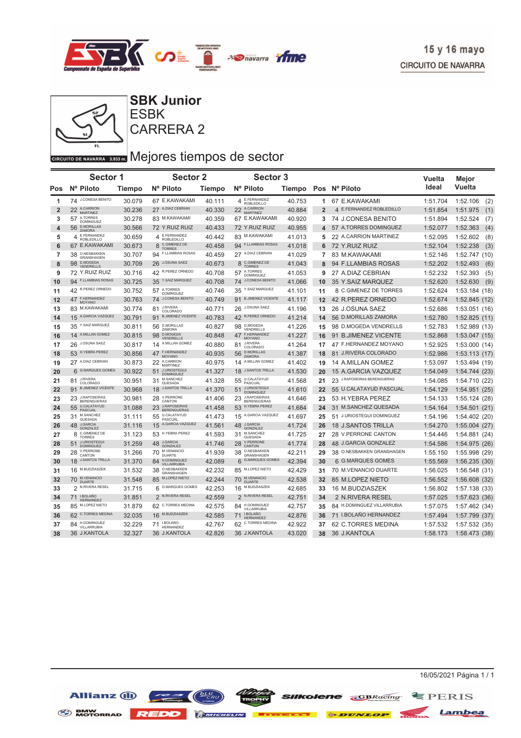15 y 16 mayo

CIRCUITO DE NAVARRA

# SBK Junior
## ESBK
## CARRERA 2

CIRCUITO DE NAVARRA 3.933 m.

## Mejores tiempos de sector

| Pos | Sector 1 Nº | Piloto | Tiempo | Sector 2 Nº | Piloto | Tiempo | Sector 3 Nº | Piloto | Tiempo | Pos | Nº | Piloto | Vuelta Ideal | Mejor Vuelta | |
|---|---|---|---|---|---|---|---|---|---|---|---|---|---|---|---|
| 1 | 74 | J.CONESA BENITO | 30.079 | 67 | E.KAWAKAMI | 40.111 | 4 | E.FERNANDEZ ROBLEDILLO | 40.753 | 1 | 67 | E.KAWAKAMI | 1:51.704 | 1:52.106 | (2) |
| 2 | 22 | A.CARRION MARTINEZ | 30.236 | 27 | A.DIAZ CEBRIAN | 40.330 | 22 | A.CARRION MARTINEZ | 40.884 | 2 | 4 | E.FERNANDEZ ROBLEDILLO | 1:51.854 | 1:51.975 | (1) |
| 3 | 57 | A.TORRES DOMINGUEZ | 30.278 | 83 | M.KAWAKAMI | 40.359 | 67 | E.KAWAKAMI | 40.920 | 3 | 74 | J.CONESA BENITO | 1:51.894 | 1:52.524 | (7) |
| 4 | 56 | D.MORILLAS ZAMORA | 30.566 | 72 | Y.RUIZ RUIZ | 40.433 | 72 | Y.RUIZ RUIZ | 40.955 | 4 | 57 | A.TORRES DOMINGUEZ | 1:52.077 | 1:52.363 | (4) |
| 5 | 4 | E.FERNANDEZ ROBLEDILLO | 30.659 | 4 | E.FERNANDEZ ROBLEDILLO | 40.442 | 83 | M.KAWAKAMI | 41.013 | 5 | 22 | A.CARRION MARTINEZ | 1:52.095 | 1:52.602 | (8) |
| 6 | 67 | E.KAWAKAMI | 30.673 | 8 | C.GIMENEZ DE TORRES | 40.458 | 94 | F.LLAMBIAS ROSAS | 41.018 | 6 | 72 | Y.RUIZ RUIZ | 1:52.104 | 1:52.238 | (3) |
| 7 | 38 | O.NESBAKKEN GRANSHAGEN | 30.707 | 94 | F.LLAMBIAS ROSAS | 40.459 | 27 | A.DIAZ CEBRIAN | 41.029 | 7 | 83 | M.KAWAKAMI | 1:52.146 | 1:52.747 | (10) |
| 8 | 98 | D.MOGEDA VENDRELLS | 30.709 | 26 | J.OSUNA SAEZ | 40.673 | 8 | C.GIMENEZ DE TORRES | 41.043 | 8 | 94 | F.LLAMBIAS ROSAS | 1:52.202 | 1:52.493 | (6) |
| 9 | 72 | Y.RUIZ RUIZ | 30.716 | 42 | R.PEREZ ORNEDO | 40.708 | 57 | A.TORRES DOMINGUEZ | 41.053 | 9 | 27 | A.DIAZ CEBRIAN | 1:52.232 | 1:52.393 | (5) |
| 10 | 94 | F.LLAMBIAS ROSAS | 30.725 | 35 | Y.SAIZ MARQUEZ | 40.708 | 74 | J.CONESA BENITO | 41.066 | 10 | 35 | Y.SAIZ MARQUEZ | 1:52.620 | 1:52.630 | (9) |
| 11 | 42 | R.PEREZ ORNEDO | 30.752 | 57 | A.TORRES DOMINGUEZ | 40.746 | 35 | Y.SAIZ MARQUEZ | 41.101 | 11 | 8 | C.GIMENEZ DE TORRES | 1:52.624 | 1:53.184 | (18) |
| 12 | 47 | F.HERNANDEZ MOYANO | 30.763 | 74 | J.CONESA BENITO | 40.749 | 91 | B.JIMENEZ VICENTE | 41.117 | 12 | 42 | R.PEREZ ORNEDO | 1:52.674 | 1:52.845 | (12) |
| 13 | 83 | M.KAWAKAMI | 30.774 | 81 | J.RIVERA COLORADO | 40.771 | 26 | J.OSUNA SAEZ | 41.196 | 13 | 26 | J.OSUNA SAEZ | 1:52.686 | 1:53.051 | (16) |
| 14 | 15 | A.GARCIA VAZQUEZ | 30.791 | 91 | B.JIMENEZ VICENTE | 40.783 | 42 | R.PEREZ ORNEDO | 41.214 | 14 | 56 | D.MORILLAS ZAMORA | 1:52.780 | 1:52.825 | (11) |
| 15 | 35 | Y.SAIZ MARQUEZ | 30.811 | 56 | D.MORILLAS ZAMORA | 40.827 | 98 | D.MOGEDA VENDRELLS | 41.226 | 15 | 98 | D.MOGEDA VENDRELLS | 1:52.783 | 1:52.989 | (13) |
| 16 | 14 | A.MILLAN GOMEZ | 30.815 | 98 | D.MOGEDA VENDRELLS | 40.848 | 47 | F.HERNANDEZ MOYANO | 41.227 | 16 | 91 | B.JIMENEZ VICENTE | 1:52.868 | 1:53.047 | (15) |
| 17 | 26 | J.OSUNA SAEZ | 30.817 | 14 | A.MILLAN GOMEZ | 40.880 | 81 | J.RIVERA COLORADO | 41.264 | 17 | 47 | F.HERNANDEZ MOYANO | 1:52.925 | 1:53.000 | (14) |
| 18 | 53 | H.YEBRA PEREZ | 30.856 | 47 | F.HERNANDEZ MOYANO | 40.935 | 56 | D.MORILLAS ZAMORA | 41.387 | 18 | 81 | J.RIVERA COLORADO | 1:52.986 | 1:53.113 | (17) |
| 19 | 27 | A.DIAZ CEBRIAN | 30.873 | 22 | A.CARRION MARTINEZ | 40.975 | 14 | A.MILLAN GOMEZ | 41.402 | 19 | 14 | A.MILLAN GOMEZ | 1:53.097 | 1:53.494 | (19) |
| 20 | 6 | G.MARQUES GOMES | 30.922 | 51 | J.URIOSTEGUI DOMINGUEZ | 41.327 | 18 | J.SANTOS TRILLA | 41.530 | 20 | 15 | A.GARCIA VAZQUEZ | 1:54.049 | 1:54.744 | (23) |
| 21 | 81 | J.RIVERA COLORADO | 30.951 | 31 | M.SANCHEZ QUESADA | 41.328 | 55 | U.CALATAYUD PASCUAL | 41.568 | 21 | 23 | J.RAPOSEIRAS BERENGUERAS | 1:54.085 | 1:54.710 | (22) |
| 22 | 91 | B.JIMENEZ VICENTE | 30.968 | 18 | J.SANTOS TRILLA | 41.370 | 51 | J.URIOSTEGUI DOMINGUEZ | 41.610 | 22 | 55 | U.CALATAYUD PASCUAL | 1:54.129 | 1:54.951 | (25) |
| 23 | 23 | J.RAPOSEIRAS BERENGUERAS | 30.981 | 28 | V.PERRONE CANTON | 41.406 | 23 | J.RAPOSEIRAS BERENGUERAS | 41.646 | 23 | 53 | H.YEBRA PEREZ | 1:54.133 | 1:55.124 | (28) |
| 24 | 55 | U.CALATAYUD PASCUAL | 31.088 | 23 | J.RAPOSEIRAS BERENGUERAS | 41.458 | 53 | H.YEBRA PEREZ | 41.684 | 24 | 31 | M.SANCHEZ QUESADA | 1:54.164 | 1:54.501 | (21) |
| 25 | 31 | M.SANCHEZ QUESADA | 31.111 | 55 | U.CALATAYUD PASCUAL | 41.473 | 15 | A.GARCIA VAZQUEZ | 41.697 | 25 | 51 | J.URIOSTEGUI DOMINGUEZ | 1:54.196 | 1:54.402 | (20) |
| 26 | 48 | J.GARCIA GONZALEZ | 31.116 | 15 | A.GARCIA VAZQUEZ | 41.561 | 48 | J.GARCIA GONZALEZ | 41.724 | 26 | 18 | J.SANTOS TRILLA | 1:54.270 | 1:55.004 | (27) |
| 27 | 8 | C.GIMENEZ DE TORRES | 31.123 | 53 | H.YEBRA PEREZ | 41.593 | 31 | M.SANCHEZ QUESADA | 41.725 | 27 | 28 | V.PERRONE CANTON | 1:54.446 | 1:54.881 | (24) |
| 28 | 51 | J.URIOSTEGUI DOMINGUEZ | 31.259 | 48 | J.GARCIA GONZALEZ | 41.746 | 28 | V.PERRONE CANTON | 41.774 | 28 | 48 | J.GARCIA GONZALEZ | 1:54.586 | 1:54.975 | (26) |
| 29 | 28 | V.PERRONE CANTON | 31.266 | 70 | M.VENANCIO DUARTE | 41.939 | 38 | O.NESBAKKEN GRANSHAGEN | 42.211 | 29 | 38 | O.NESBAKKEN GRANSHAGEN | 1:55.150 | 1:55.998 | (29) |
| 30 | 18 | J.SANTOS TRILLA | 31.370 | 84 | H.DOMINGUEZ VILLARRUBIA | 42.089 | 6 | G.MARQUES GOMES | 42.394 | 30 | 6 | G.MARQUES GOMES | 1:55.569 | 1:56.235 | (30) |
| 31 | 16 | M.BUDZIASZEK | 31.532 | 38 | O.NESBAKKEN GRANSHAGEN | 42.232 | 85 | M.LOPEZ NIETO | 42.429 | 31 | 70 | M.VENANCIO DUARTE | 1:56.025 | 1:56.548 | (31) |
| 32 | 70 | M.VENANCIO DUARTE | 31.548 | 85 | M.LOPEZ NIETO | 42.244 | 70 | M.VENANCIO DUARTE | 42.538 | 32 | 85 | M.LOPEZ NIETO | 1:56.552 | 1:56.608 | (32) |
| 33 | 2 | N.RIVERA RESEL | 31.715 | 6 | G.MARQUES GOMES | 42.253 | 16 | M.BUDZIASZEK | 42.685 | 33 | 16 | M.BUDZIASZEK | 1:56.802 | 1:57.138 | (33) |
| 34 | 71 | I.BOLAÑO HERNANDEZ | 31.851 | 2 | N.RIVERA RESEL | 42.559 | 2 | N.RIVERA RESEL | 42.751 | 34 | 2 | N.RIVERA RESEL | 1:57.025 | 1:57.623 | (36) |
| 35 | 85 | M.LOPEZ NIETO | 31.879 | 62 | C.TORRES MEDINA | 42.575 | 84 | H.DOMINGUEZ VILLARRUBIA | 42.757 | 35 | 84 | H.DOMINGUEZ VILLARRUBIA | 1:57.075 | 1:57.462 | (34) |
| 36 | 62 | C.TORRES MEDINA | 32.035 | 16 | M.BUDZIASZEK | 42.585 | 71 | I.BOLAÑO HERNANDEZ | 42.876 | 36 | 71 | I.BOLAÑO HERNANDEZ | 1:57.494 | 1:57.799 | (37) |
| 37 | 84 | H.DOMINGUEZ VILLARRUBIA | 32.229 | 71 | I.BOLAÑO HERNANDEZ | 42.767 | 62 | C.TORRES MEDINA | 42.922 | 37 | 62 | C.TORRES MEDINA | 1:57.532 | 1:57.532 | (35) |
| 38 | 36 | J.KANTOLA | 32.327 | 36 | J.KANTOLA | 42.826 | 36 | J.KANTOLA | 43.020 | 38 | 36 | J.KANTOLA | 1:58.173 | 1:58.473 | (38) |

16/05/2021 Página 1 / 1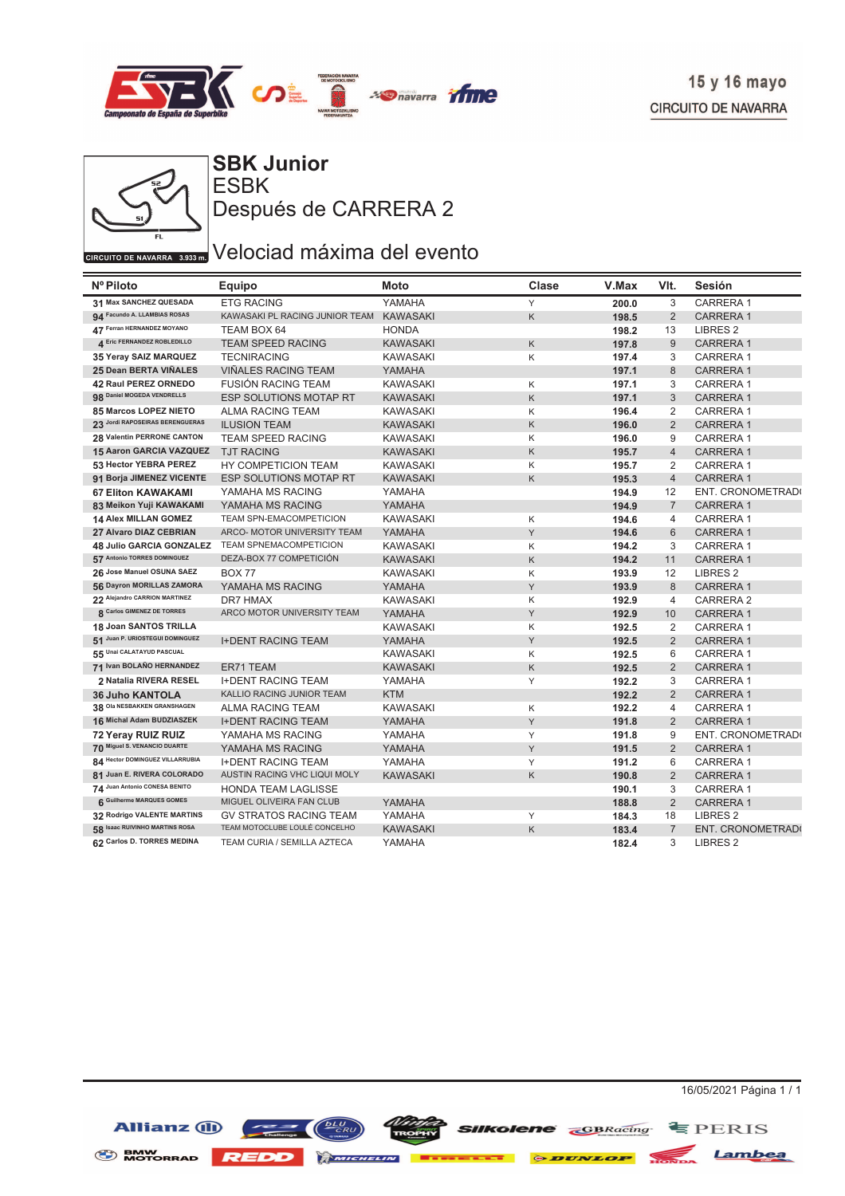15 y 16 mayo
CIRCUITO DE NAVARRA

CIRCUITO DE NAVARRA 3.933 m.

# SBK Junior

## ESBK

## Después de CARRERA 2

## Velociad máxima del evento

| Nº Piloto | Equipo | Moto | Clase | V.Max | Vlt. | Sesión |
|---|---|---|---|---|---|---|
| 31 Max SANCHEZ QUESADA | ETG RACING | YAMAHA | Y | 200.0 | 3 | CARRERA 1 |
| 94 Facundo A. LLAMBIAS ROSAS | KAWASAKI PL RACING JUNIOR TEAM | KAWASAKI | K | 198.5 | 2 | CARRERA 1 |
| 47 Ferran HERNANDEZ MOYANO | TEAM BOX 64 | HONDA | | 198.2 | 13 | LIBRES 2 |
| 4 Eric FERNANDEZ ROBLEDILLO | TEAM SPEED RACING | KAWASAKI | K | 197.8 | 9 | CARRERA 1 |
| 35 Yeray SAIZ MARQUEZ | TECNIRACING | KAWASAKI | K | 197.4 | 3 | CARRERA 1 |
| 25 Dean BERTA VIÑALES | VIÑALES RACING TEAM | YAMAHA | | 197.1 | 8 | CARRERA 1 |
| 42 Raul PEREZ ORNEDO | FUSIÓN RACING TEAM | KAWASAKI | K | 197.1 | 3 | CARRERA 1 |
| 98 Daniel MOGEDA VENDRELLS | ESP SOLUTIONS MOTAP RT | KAWASAKI | K | 197.1 | 3 | CARRERA 1 |
| 85 Marcos LOPEZ NIETO | ALMA RACING TEAM | KAWASAKI | K | 196.4 | 2 | CARRERA 1 |
| 23 Jordi RAPOSEIRAS BERENGUERAS | ILUSION TEAM | KAWASAKI | K | 196.0 | 2 | CARRERA 1 |
| 28 Valentin PERRONE CANTON | TEAM SPEED RACING | KAWASAKI | K | 196.0 | 9 | CARRERA 1 |
| 15 Aaron GARCIA VAZQUEZ | TJT RACING | KAWASAKI | K | 195.7 | 4 | CARRERA 1 |
| 53 Hector YEBRA PEREZ | HY COMPETICION TEAM | KAWASAKI | K | 195.7 | 2 | CARRERA 1 |
| 91 Borja JIMENEZ VICENTE | ESP SOLUTIONS MOTAP RT | KAWASAKI | K | 195.3 | 4 | CARRERA 1 |
| 67 Eliton KAWAKAMI | YAMAHA MS RACING | YAMAHA | | 194.9 | 12 | ENT. CRONOMETRADO |
| 83 Meikon Yuji KAWAKAMI | YAMAHA MS RACING | YAMAHA | | 194.9 | 7 | CARRERA 1 |
| 14 Alex MILLAN GOMEZ | TEAM SPN-EMACOMPETICION | KAWASAKI | K | 194.6 | 4 | CARRERA 1 |
| 27 Alvaro DIAZ CEBRIAN | ARCO- MOTOR UNIVERSITY TEAM | YAMAHA | Y | 194.6 | 6 | CARRERA 1 |
| 48 Julio GARCIA GONZALEZ | TEAM SPNEMACOMPETICION | KAWASAKI | K | 194.2 | 3 | CARRERA 1 |
| 57 Antonio TORRES DOMINGUEZ | DEZA-BOX 77 COMPETICIÓN | KAWASAKI | K | 194.2 | 11 | CARRERA 1 |
| 26 Jose Manuel OSUNA SAEZ | BOX 77 | KAWASAKI | K | 193.9 | 12 | LIBRES 2 |
| 56 Dayron MORILLAS ZAMORA | YAMAHA MS RACING | YAMAHA | Y | 193.9 | 8 | CARRERA 1 |
| 22 Alejandro CARRION MARTINEZ | DR7 HMAX | KAWASAKI | K | 192.9 | 4 | CARRERA 2 |
| 8 Carlos GIMENEZ DE TORRES | ARCO MOTOR UNIVERSITY TEAM | YAMAHA | Y | 192.9 | 10 | CARRERA 1 |
| 18 Joan SANTOS TRILLA | | KAWASAKI | K | 192.5 | 2 | CARRERA 1 |
| 51 Juan P. URIOSTEGUI DOMINGUEZ | I+DENT RACING TEAM | YAMAHA | Y | 192.5 | 2 | CARRERA 1 |
| 55 Unai CALATAYUD PASCUAL | | KAWASAKI | K | 192.5 | 6 | CARRERA 1 |
| 71 Ivan BOLAÑO HERNANDEZ | ER71 TEAM | KAWASAKI | K | 192.5 | 2 | CARRERA 1 |
| 2 Natalia RIVERA RESEL | I+DENT RACING TEAM | YAMAHA | Y | 192.2 | 3 | CARRERA 1 |
| 36 Juho KANTOLA | KALLIO RACING JUNIOR TEAM | KTM | | 192.2 | 2 | CARRERA 1 |
| 38 Ola NESBAKKEN GRANSHAGEN | ALMA RACING TEAM | KAWASAKI | K | 192.2 | 4 | CARRERA 1 |
| 16 Michal Adam BUDZIASZEK | I+DENT RACING TEAM | YAMAHA | Y | 191.8 | 2 | CARRERA 1 |
| 72 Yeray RUIZ RUIZ | YAMAHA MS RACING | YAMAHA | Y | 191.8 | 9 | ENT. CRONOMETRADO |
| 70 Miguel S. VENANCIO DUARTE | YAMAHA MS RACING | YAMAHA | Y | 191.5 | 2 | CARRERA 1 |
| 84 Hector DOMINGUEZ VILLARRUBIA | I+DENT RACING TEAM | YAMAHA | Y | 191.2 | 6 | CARRERA 1 |
| 81 Juan E. RIVERA COLORADO | AUSTIN RACING VHC LIQUI MOLY | KAWASAKI | K | 190.8 | 2 | CARRERA 1 |
| 74 Juan Antonio CONESA BENITO | HONDA TEAM LAGLISSE | | | 190.1 | 3 | CARRERA 1 |
| 6 Guilherme MARQUES GOMES | MIGUEL OLIVEIRA FAN CLUB | YAMAHA | | 188.8 | 2 | CARRERA 1 |
| 32 Rodrigo VALENTE MARTINS | GV STRATOS RACING TEAM | YAMAHA | Y | 184.3 | 18 | LIBRES 2 |
| 58 Isaac RUIVINHO MARTINS ROSA | TEAM MOTOCLUBE LOULÉ CONCELHO | KAWASAKI | K | 183.4 | 7 | ENT. CRONOMETRADO |
| 62 Carlos D. TORRES MEDINA | TEAM CURIA / SEMILLA AZTECA | YAMAHA | | 182.4 | 3 | LIBRES 2 |

16/05/2021 Página 1 / 1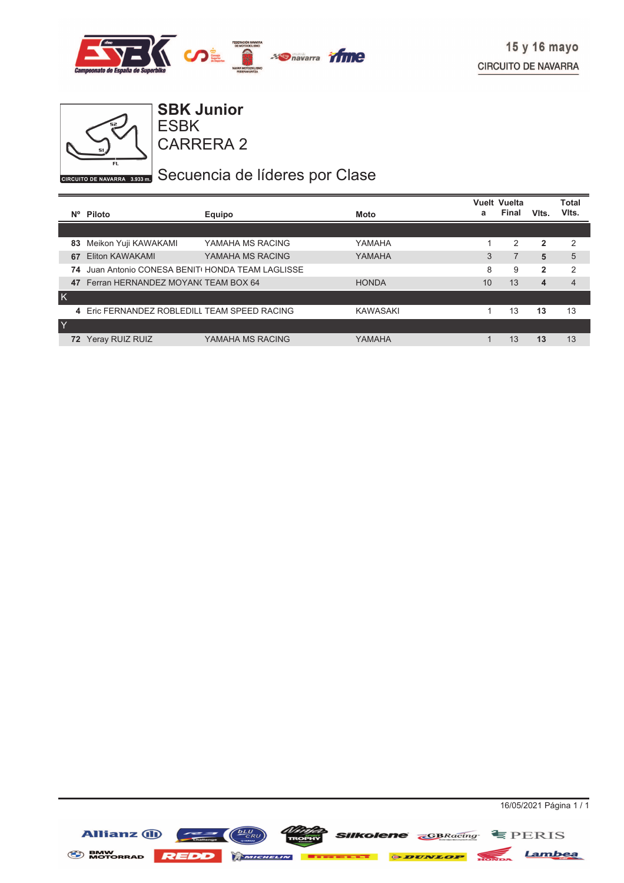15 y 16 mayo

CIRCUITO DE NAVARRA

# SBK Junior

## ESBK

## CARRERA 2

## Secuencia de líderes por Clase

| Nº | Piloto | Equipo | Moto | Vuelta | Vuelta Final | Vlts. | Total Vlts. |
|---|---|---|---|---|---|---|---|
| | | | | | | | |
| **83** | Meikon Yuji KAWAKAMI | YAMAHA MS RACING | YAMAHA | 1 | 2 | **2** | 2 |
| **67** | Eliton KAWAKAMI | YAMAHA MS RACING | YAMAHA | 3 | 7 | **5** | 5 |
| **74** | Juan Antonio CONESA BENIT | HONDA TEAM LAGLISSE | | 8 | 9 | **2** | 2 |
| **47** | Ferran HERNANDEZ MOYAN | TEAM BOX 64 | HONDA | 10 | 13 | **4** | 4 |
| K | | | | | | | |
| **4** | Eric FERNANDEZ ROBLEDILL | TEAM SPEED RACING | KAWASAKI | 1 | 13 | **13** | 13 |
| Y | | | | | | | |
| **72** | Yeray RUIZ RUIZ | YAMAHA MS RACING | YAMAHA | 1 | 13 | **13** | 13 |

16/05/2021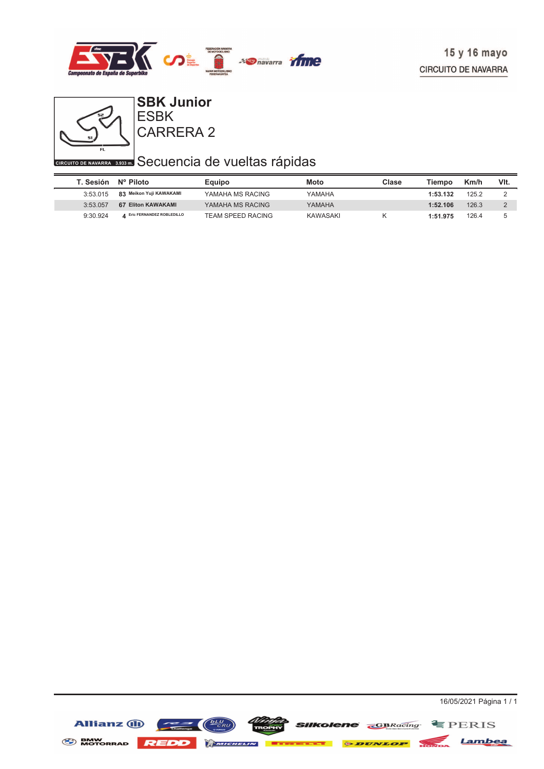15 y 16 mayo
CIRCUITO DE NAVARRA

CIRCUITO DE NAVARRA 3.933 m.

# SBK Junior
## ESBK
## CARRERA 2

## Secuencia de vueltas rápidas

| T. Sesión | Nº | Piloto | Equipo | Moto | Clase | Tiempo | Km/h | Vlt. |
|---|---|---|---|---|---|---|---|---|
| 3:53.015 | 83 | Meikon Yuji KAWAKAMI | YAMAHA MS RACING | YAMAHA | | **1:53.132** | 125.2 | 2 |
| 3:53.057 | 67 | Eliton KAWAKAMI | YAMAHA MS RACING | YAMAHA | | **1:52.106** | 126.3 | 2 |
| 9:30.924 | 4 | Eric FERNANDEZ ROBLEDILLO | TEAM SPEED RACING | KAWASAKI | K | **1:51.975** | 126.4 | 5 |

16/05/2021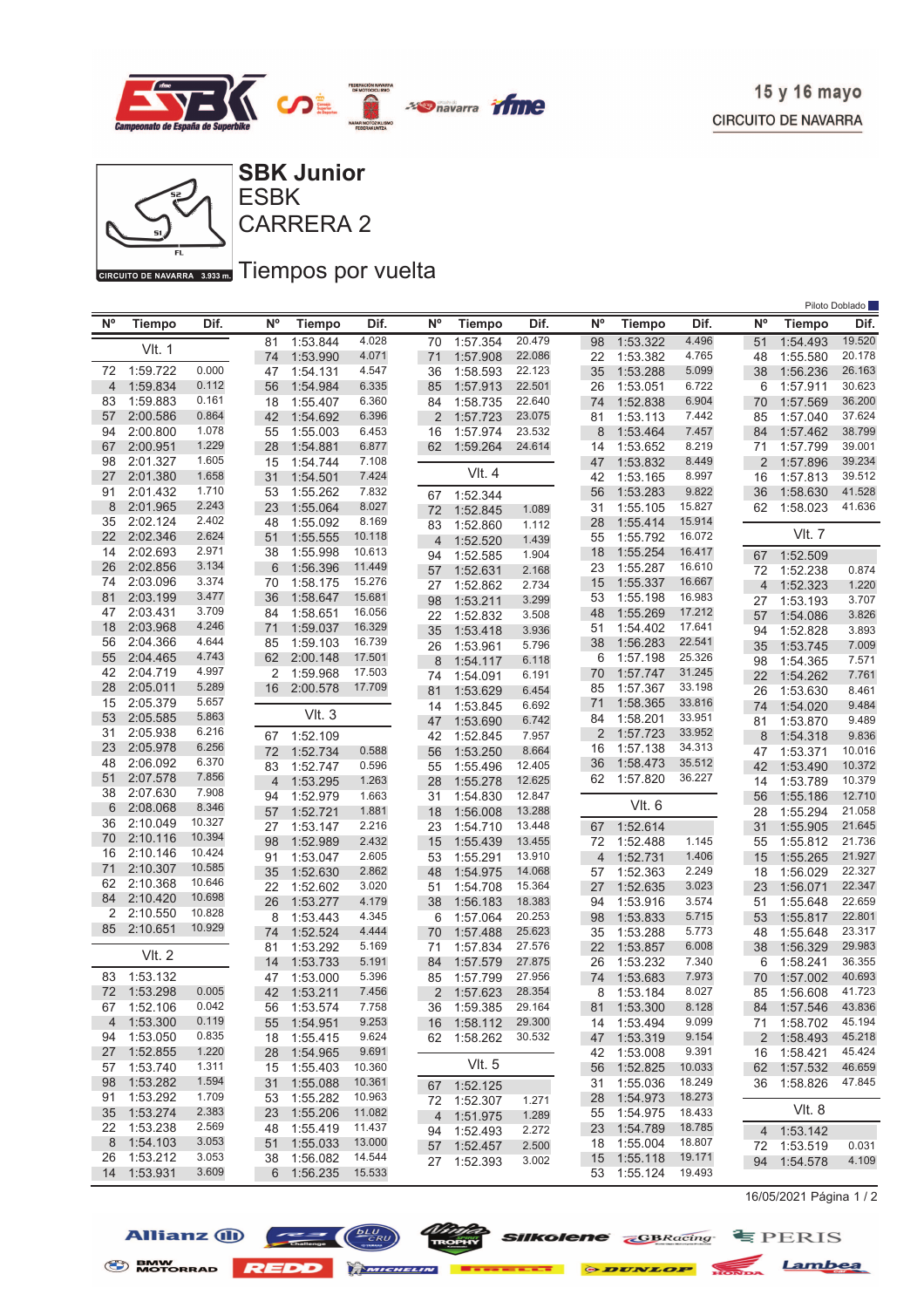15 y 16 mayo
CIRCUITO DE NAVARRA

# SBK Junior
## ESBK
## CARRERA 2

## Tiempos por vuelta

Piloto Doblado

| Nº | Tiempo | Dif. |
|---|---|---|
| **Vlt. 1** | | |
| 72 | 1:59.722 | 0.000 |
| 4 | 1:59.834 | 0.112 |
| 83 | 1:59.883 | 0.161 |
| 57 | 2:00.586 | 0.864 |
| 94 | 2:00.800 | 1.078 |
| 67 | 2:00.951 | 1.229 |
| 98 | 2:01.327 | 1.605 |
| 27 | 2:01.380 | 1.658 |
| 91 | 2:01.432 | 1.710 |
| 8 | 2:01.965 | 2.243 |
| 35 | 2:02.124 | 2.402 |
| 22 | 2:02.346 | 2.624 |
| 14 | 2:02.693 | 2.971 |
| 26 | 2:02.856 | 3.134 |
| 74 | 2:03.096 | 3.374 |
| 81 | 2:03.199 | 3.477 |
| 47 | 2:03.431 | 3.709 |
| 18 | 2:03.968 | 4.246 |
| 56 | 2:04.366 | 4.644 |
| 55 | 2:04.465 | 4.743 |
| 42 | 2:04.719 | 4.997 |
| 28 | 2:05.011 | 5.289 |
| 15 | 2:05.379 | 5.657 |
| 53 | 2:05.585 | 5.863 |
| 31 | 2:05.938 | 6.216 |
| 23 | 2:05.978 | 6.256 |
| 48 | 2:06.092 | 6.370 |
| 51 | 2:07.578 | 7.856 |
| 38 | 2:07.630 | 7.908 |
| 6 | 2:08.068 | 8.346 |
| 36 | 2:10.049 | 10.327 |
| 70 | 2:10.116 | 10.394 |
| 16 | 2:10.146 | 10.424 |
| 71 | 2:10.307 | 10.585 |
| 62 | 2:10.368 | 10.646 |
| 84 | 2:10.420 | 10.698 |
| 2 | 2:10.550 | 10.828 |
| 85 | 2:10.651 | 10.929 |
| **Vlt. 2** | | |
| 83 | 1:53.132 | |
| 72 | 1:53.298 | 0.005 |
| 67 | 1:52.106 | 0.042 |
| 4 | 1:53.300 | 0.119 |
| 94 | 1:53.050 | 0.835 |
| 27 | 1:52.855 | 1.220 |
| 57 | 1:53.740 | 1.311 |
| 98 | 1:53.282 | 1.594 |
| 91 | 1:53.292 | 1.709 |
| 35 | 1:53.274 | 2.383 |
| 22 | 1:53.238 | 2.569 |
| 8 | 1:54.103 | 3.053 |
| 26 | 1:53.212 | 3.053 |
| 14 | 1:53.931 | 3.609 |
| 81 | 1:53.844 | 4.028 |
| 74 | 1:53.990 | 4.071 |
| 47 | 1:54.131 | 4.547 |
| 56 | 1:54.984 | 6.335 |
| 18 | 1:55.407 | 6.360 |
| 42 | 1:54.692 | 6.396 |
| 55 | 1:55.003 | 6.453 |
| 28 | 1:54.881 | 6.877 |
| 15 | 1:54.744 | 7.108 |
| 31 | 1:54.501 | 7.424 |
| 53 | 1:55.262 | 7.832 |
| 23 | 1:55.064 | 8.027 |
| 48 | 1:55.071 | 8.169 |
| 51 | 1:55.555 | 10.118 |
| 38 | 1:55.998 | 10.613 |
| 6 | 1:56.396 | 11.449 |
| 70 | 1:58.175 | 15.276 |
| 36 | 1:58.647 | 15.681 |
| 84 | 1:58.651 | 16.056 |
| 71 | 1:59.037 | 16.329 |
| 85 | 1:59.103 | 16.739 |
| 62 | 2:00.148 | 17.501 |
| 2 | 1:59.968 | 17.503 |
| 16 | 2:00.578 | 17.709 |
| **Vlt. 3** | | |
| 67 | 1:52.109 | |
| 72 | 1:52.734 | 0.588 |
| 83 | 1:52.747 | 0.596 |
| 4 | 1:53.295 | 1.263 |
| 94 | 1:52.979 | 1.663 |
| 57 | 1:52.584 | 1.881 |
| 27 | 1:53.147 | 2.216 |
| 98 | 1:52.989 | 2.432 |
| 91 | 1:53.047 | 2.605 |
| 35 | 1:52.630 | 2.862 |
| 22 | 1:52.602 | 3.020 |
| 26 | 1:53.277 | 4.179 |
| 8 | 1:53.443 | 4.345 |
| 74 | 1:52.524 | 4.444 |
| 81 | 1:53.292 | 5.169 |
| 14 | 1:53.733 | 5.191 |
| 47 | 1:53.000 | 5.396 |
| 42 | 1:53.211 | 7.456 |
| 56 | 1:53.574 | 7.758 |
| 55 | 1:54.951 | 9.253 |
| 18 | 1:55.415 | 9.624 |
| 28 | 1:54.965 | 9.691 |
| 15 | 1:55.403 | 10.360 |
| 31 | 1:55.088 | 10.361 |
| 53 | 1:55.282 | 10.963 |
| 23 | 1:55.206 | 11.082 |
| 48 | 1:55.419 | 11.437 |
| 51 | 1:55.033 | 13.000 |
| 38 | 1:56.082 | 14.544 |
| 6 | 1:56.235 | 15.533 |
| 70 | 1:57.354 | 20.479 |
| 71 | 1:57.908 | 22.086 |
| 36 | 1:58.593 | 22.123 |
| 85 | 1:57.913 | 22.501 |
| 84 | 1:58.735 | 22.640 |
| 2 | 1:57.723 | 23.075 |
| 16 | 1:57.974 | 23.532 |
| 62 | 1:59.264 | 24.614 |
| **Vlt. 4** | | |
| 67 | 1:52.344 | |
| 72 | 1:52.845 | 1.089 |
| 83 | 1:52.860 | 1.112 |
| 4 | 1:52.520 | 1.439 |
| 94 | 1:52.585 | 1.904 |
| 57 | 1:52.631 | 2.168 |
| 27 | 1:52.862 | 2.734 |
| 98 | 1:53.211 | 3.299 |
| 35 | 1:53.418 | 3.936 |
| 26 | 1:53.961 | 5.796 |
| 8 | 1:54.117 | 6.118 |
| 74 | 1:54.091 | 6.191 |
| 81 | 1:53.629 | 6.454 |
| 14 | 1:53.845 | 6.692 |
| 47 | 1:53.690 | 6.742 |
| 42 | 1:52.845 | 7.957 |
| 56 | 1:53.250 | 8.664 |
| 55 | 1:55.496 | 12.405 |
| 28 | 1:55.278 | 12.625 |
| 31 | 1:54.830 | 12.847 |
| 18 | 1:56.008 | 13.288 |
| 23 | 1:54.710 | 13.448 |
| 15 | 1:55.439 | 13.455 |
| 53 | 1:55.291 | 13.910 |
| 48 | 1:54.975 | 14.068 |
| 51 | 1:54.708 | 15.364 |
| 38 | 1:56.183 | 18.383 |
| 6 | 1:57.064 | 20.253 |
| 70 | 1:57.488 | 25.623 |
| 71 | 1:57.834 | 27.576 |
| 84 | 1:57.579 | 27.875 |
| 85 | 1:57.799 | 27.956 |
| 2 | 1:57.623 | 28.354 |
| 36 | 1:59.385 | 29.164 |
| 16 | 1:58.112 | 29.300 |
| 62 | 1:58.262 | 30.532 |
| **Vlt. 5** | | |
| 67 | 1:52.125 | |
| 72 | 1:52.307 | 1.271 |
| 4 | 1:51.975 | 1.289 |
| 94 | 1:52.493 | 2.272 |
| 57 | 1:52.457 | 2.500 |
| 27 | 1:52.393 | 3.002 |
| 98 | 1:53.322 | 4.496 |
| 22 | 1:53.382 | 4.765 |
| 35 | 1:53.288 | 5.099 |
| 26 | 1:53.051 | 6.722 |
| 74 | 1:52.838 | 6.904 |
| 81 | 1:53.113 | 7.442 |
| 8 | 1:53.464 | 7.457 |
| 14 | 1:53.652 | 8.219 |
| 47 | 1:53.832 | 8.449 |
| 42 | 1:53.165 | 8.997 |
| 56 | 1:53.283 | 9.822 |
| 31 | 1:55.105 | 15.827 |
| 28 | 1:55.414 | 15.914 |
| 55 | 1:55.792 | 16.072 |
| 18 | 1:55.254 | 16.417 |
| 23 | 1:55.287 | 16.610 |
| 15 | 1:55.337 | 16.667 |
| 53 | 1:55.198 | 16.983 |
| 48 | 1:55.269 | 17.212 |
| 51 | 1:54.402 | 17.641 |
| 38 | 1:56.283 | 22.541 |
| 6 | 1:57.198 | 25.326 |
| 70 | 1:57.747 | 31.245 |
| 85 | 1:57.367 | 33.198 |
| 71 | 1:58.365 | 33.816 |
| 84 | 1:58.201 | 33.951 |
| 2 | 1:57.723 | 33.952 |
| 16 | 1:57.138 | 34.313 |
| 36 | 1:58.473 | 35.512 |
| 62 | 1:57.820 | 36.227 |
| **Vlt. 6** | | |
| 67 | 1:52.614 | |
| 72 | 1:52.488 | 1.145 |
| 4 | 1:52.731 | 1.406 |
| 57 | 1:52.363 | 2.249 |
| 27 | 1:52.635 | 3.023 |
| 94 | 1:53.916 | 3.574 |
| 98 | 1:53.833 | 5.715 |
| 35 | 1:53.288 | 5.773 |
| 22 | 1:53.857 | 6.008 |
| 26 | 1:53.232 | 7.340 |
| 74 | 1:53.683 | 7.973 |
| 8 | 1:53.184 | 8.027 |
| 81 | 1:53.300 | 8.128 |
| 14 | 1:53.494 | 9.099 |
| 47 | 1:53.319 | 9.154 |
| 42 | 1:53.008 | 9.391 |
| 56 | 1:52.825 | 10.033 |
| 31 | 1:55.036 | 18.249 |
| 28 | 1:54.973 | 18.273 |
| 55 | 1:54.975 | 18.433 |
| 23 | 1:54.789 | 18.785 |
| 18 | 1:55.004 | 18.807 |
| 15 | 1:55.118 | 19.171 |
| 53 | 1:55.124 | 19.493 |
| 51 | 1:54.493 | 19.520 |
| 48 | 1:55.580 | 20.178 |
| 38 | 1:56.236 | 26.163 |
| 6 | 1:57.911 | 30.623 |
| 70 | 1:57.569 | 36.200 |
| 85 | 1:57.040 | 37.624 |
| 84 | 1:57.462 | 38.799 |
| 71 | 1:57.799 | 39.001 |
| 2 | 1:57.896 | 39.234 |
| 16 | 1:57.813 | 39.512 |
| 36 | 1:58.630 | 41.528 |
| 62 | 1:58.023 | 41.636 |
| **Vlt. 7** | | |
| 67 | 1:52.509 | |
| 72 | 1:52.238 | 0.874 |
| 4 | 1:52.323 | 1.220 |
| 27 | 1:53.193 | 3.707 |
| 57 | 1:54.086 | 3.826 |
| 94 | 1:52.828 | 3.893 |
| 35 | 1:53.745 | 7.009 |
| 98 | 1:54.365 | 7.571 |
| 22 | 1:54.262 | 7.761 |
| 26 | 1:53.630 | 8.461 |
| 74 | 1:54.020 | 9.484 |
| 81 | 1:53.870 | 9.489 |
| 8 | 1:54.318 | 9.836 |
| 47 | 1:53.371 | 10.016 |
| 42 | 1:53.473 | 10.372 |
| 14 | 1:53.789 | 10.379 |
| 56 | 1:55.186 | 12.710 |
| 28 | 1:55.294 | 21.058 |
| 31 | 1:55.905 | 21.645 |
| 55 | 1:55.812 | 21.736 |
| 15 | 1:55.265 | 21.927 |
| 18 | 1:56.029 | 22.327 |
| 23 | 1:56.071 | 22.347 |
| 51 | 1:55.648 | 22.659 |
| 53 | 1:55.817 | 22.801 |
| 48 | 1:55.648 | 23.317 |
| 38 | 1:56.329 | 29.983 |
| 6 | 1:58.241 | 36.355 |
| 70 | 1:57.002 | 40.693 |
| 85 | 1:56.608 | 41.723 |
| 84 | 1:57.546 | 43.836 |
| 71 | 1:58.702 | 45.194 |
| 2 | 1:58.493 | 45.218 |
| 16 | 1:58.421 | 45.424 |
| 62 | 1:57.532 | 46.659 |
| 36 | 1:58.826 | 47.845 |
| **Vlt. 8** | | |
| 4 | 1:53.142 | |
| 72 | 1:53.519 | 0.031 |
| 94 | 1:54.578 | 4.109 |

16/05/2021 Página 1 / 2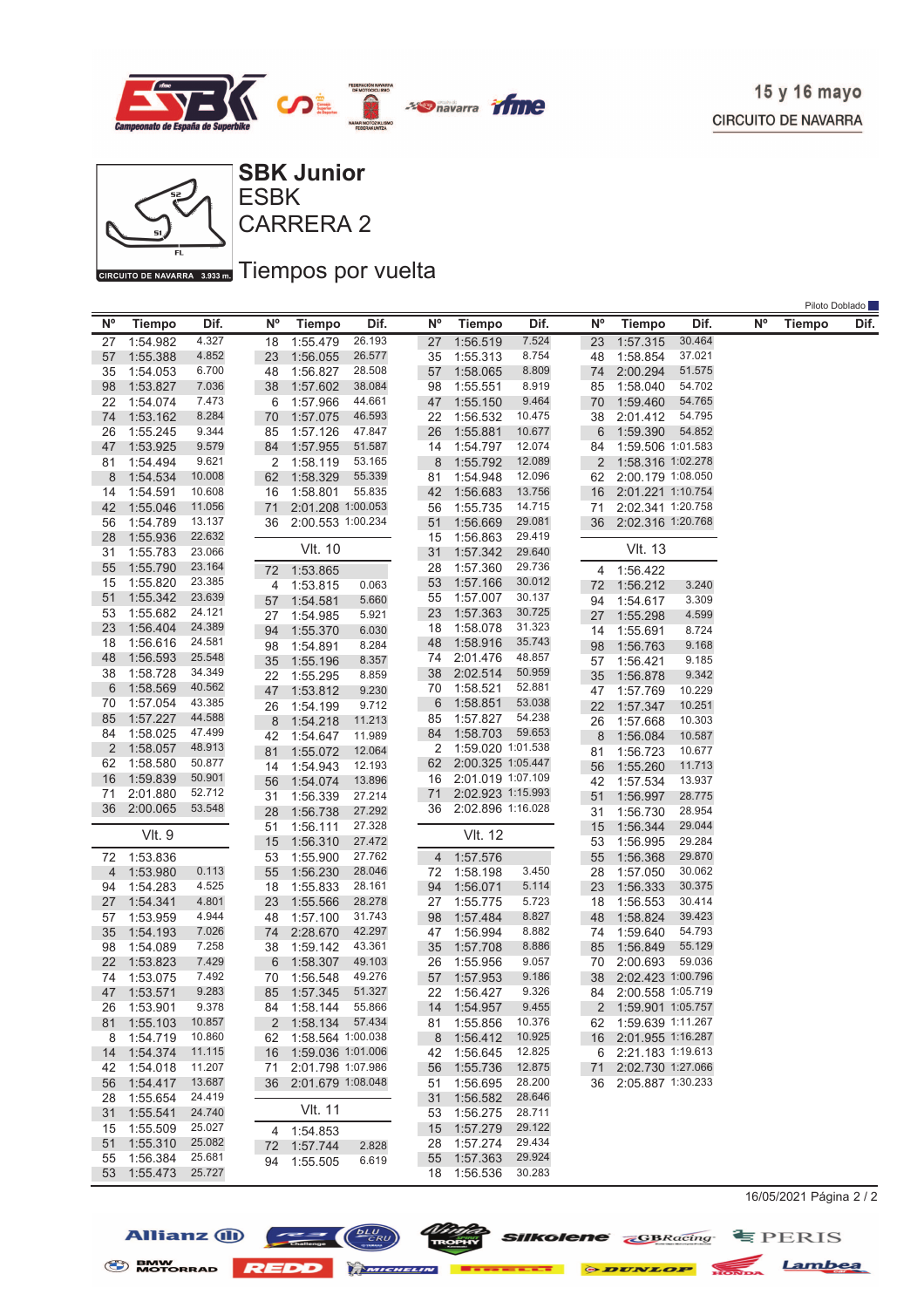15 y 16 mayo
CIRCUITO DE NAVARRA

# SBK Junior
## ESBK
## CARRERA 2

CIRCUITO DE NAVARRA 3.933 m.

## Tiempos por vuelta

Piloto Doblado

| Nº | Tiempo | Dif. |
|---|---|---|
| 27 | 1:54.982 | 4.327 |
| 57 | 1:55.388 | 4.852 |
| 35 | 1:54.053 | 6.700 |
| 98 | 1:53.827 | 7.036 |
| 22 | 1:54.074 | 7.473 |
| 74 | 1:53.162 | 8.284 |
| 26 | 1:55.245 | 9.344 |
| 47 | 1:53.925 | 9.579 |
| 81 | 1:54.494 | 9.621 |
| 8 | 1:54.534 | 10.008 |
| 14 | 1:54.591 | 10.608 |
| 42 | 1:55.046 | 11.056 |
| 56 | 1:54.789 | 13.137 |
| 28 | 1:55.936 | 22.632 |
| 31 | 1:55.783 | 23.066 |
| 55 | 1:55.790 | 23.164 |
| 15 | 1:55.820 | 23.385 |
| 51 | 1:55.342 | 23.639 |
| 53 | 1:55.682 | 24.121 |
| 23 | 1:56.404 | 24.389 |
| 18 | 1:56.616 | 24.581 |
| 48 | 1:56.593 | 25.548 |
| 38 | 1:58.728 | 34.349 |
| 6 | 1:58.569 | 40.562 |
| 70 | 1:57.054 | 43.385 |
| 85 | 1:57.227 | 44.588 |
| 84 | 1:58.025 | 47.499 |
| 2 | 1:58.057 | 48.913 |
| 62 | 1:58.580 | 50.877 |
| 16 | 1:59.839 | 50.901 |
| 71 | 2:01.880 | 52.712 |
| 36 | 2:00.065 | 53.548 |

**Vlt. 9**

| Nº | Tiempo | Dif. |
|---|---|---|
| 72 | 1:53.836 | |
| 4 | 1:53.980 | 0.113 |
| 94 | 1:54.283 | 4.525 |
| 27 | 1:54.341 | 4.801 |
| 57 | 1:53.959 | 4.944 |
| 35 | 1:54.193 | 7.026 |
| 98 | 1:54.089 | 7.258 |
| 22 | 1:53.823 | 7.429 |
| 74 | 1:53.075 | 7.492 |
| 47 | 1:53.571 | 9.283 |
| 26 | 1:53.901 | 9.378 |
| 81 | 1:55.103 | 10.857 |
| 8 | 1:54.719 | 10.860 |
| 14 | 1:54.374 | 11.115 |
| 42 | 1:54.018 | 11.207 |
| 56 | 1:54.417 | 13.687 |
| 28 | 1:55.654 | 24.419 |
| 31 | 1:55.541 | 24.740 |
| 15 | 1:55.509 | 25.027 |
| 51 | 1:55.310 | 25.082 |
| 55 | 1:56.384 | 25.681 |
| 53 | 1:55.473 | 25.727 |
| 18 | 1:55.479 | 26.193 |
| 23 | 1:56.055 | 26.577 |
| 48 | 1:56.827 | 28.508 |
| 38 | 1:57.602 | 38.084 |
| 6 | 1:57.966 | 44.661 |
| 70 | 1:57.075 | 46.593 |
| 85 | 1:57.126 | 47.847 |
| 84 | 1:57.955 | 51.587 |
| 2 | 1:58.119 | 53.165 |
| 62 | 1:58.329 | 55.339 |
| 16 | 1:58.801 | 55.835 |
| 71 | 2:01.208 | 1:00.053 |
| 36 | 2:00.553 | 1:00.234 |

**Vlt. 10**

| Nº | Tiempo | Dif. |
|---|---|---|
| 72 | 1:53.865 | |
| 4 | 1:53.815 | 0.063 |
| 57 | 1:54.581 | 5.660 |
| 27 | 1:54.985 | 5.921 |
| 94 | 1:55.370 | 6.030 |
| 98 | 1:54.891 | 8.284 |
| 35 | 1:55.196 | 8.357 |
| 22 | 1:55.295 | 8.859 |
| 47 | 1:53.812 | 9.230 |
| 26 | 1:54.199 | 9.712 |
| 8 | 1:54.218 | 11.213 |
| 42 | 1:54.647 | 11.989 |
| 81 | 1:55.072 | 12.064 |
| 14 | 1:54.943 | 12.193 |
| 56 | 1:54.074 | 13.896 |
| 31 | 1:56.339 | 27.214 |
| 28 | 1:56.738 | 27.292 |
| 51 | 1:56.111 | 27.328 |
| 15 | 1:56.310 | 27.472 |
| 53 | 1:55.900 | 27.762 |
| 55 | 1:56.230 | 28.046 |
| 18 | 1:55.833 | 28.161 |
| 23 | 1:55.566 | 28.278 |
| 48 | 1:57.100 | 31.743 |
| 74 | 2:28.670 | 42.297 |
| 38 | 1:59.142 | 43.361 |
| 6 | 1:58.307 | 49.103 |
| 70 | 1:56.548 | 49.276 |
| 85 | 1:57.345 | 51.327 |
| 84 | 1:58.144 | 55.866 |
| 2 | 1:58.134 | 57.434 |
| 62 | 1:58.564 | 1:00.038 |
| 16 | 1:59.036 | 1:01.006 |
| 71 | 2:01.798 | 1:07.986 |
| 36 | 2:01.679 | 1:08.048 |

**Vlt. 11**

| Nº | Tiempo | Dif. |
|---|---|---|
| 4 | 1:54.853 | |
| 72 | 1:57.744 | 2.828 |
| 94 | 1:55.505 | 6.619 |
| 27 | 1:56.519 | 7.524 |
| 35 | 1:55.313 | 8.754 |
| 57 | 1:58.065 | 8.809 |
| 98 | 1:55.551 | 8.919 |
| 47 | 1:55.150 | 9.464 |
| 22 | 1:56.532 | 10.475 |
| 26 | 1:55.881 | 10.677 |
| 14 | 1:54.797 | 12.074 |
| 8 | 1:55.792 | 12.089 |
| 81 | 1:54.948 | 12.096 |
| 42 | 1:56.683 | 13.756 |
| 56 | 1:55.735 | 14.715 |
| 51 | 1:56.669 | 29.081 |
| 15 | 1:56.863 | 29.419 |
| 31 | 1:57.342 | 29.640 |
| 28 | 1:57.360 | 29.736 |
| 53 | 1:57.166 | 30.012 |
| 55 | 1:57.007 | 30.137 |
| 23 | 1:57.363 | 30.725 |
| 18 | 1:58.078 | 31.323 |
| 48 | 1:58.916 | 35.743 |
| 74 | 2:01.476 | 48.857 |
| 38 | 2:02.514 | 50.959 |
| 70 | 1:58.521 | 52.881 |
| 6 | 1:58.851 | 53.038 |
| 85 | 1:57.827 | 54.238 |
| 84 | 1:58.703 | 59.653 |
| 2 | 1:59.020 | 1:01.538 |
| 62 | 2:00.325 | 1:05.447 |
| 16 | 2:01.019 | 1:07.109 |
| 71 | 2:02.923 | 1:15.993 |
| 36 | 2:02.896 | 1:16.028 |

**Vlt. 12**

| Nº | Tiempo | Dif. |
|---|---|---|
| 4 | 1:57.576 | |
| 72 | 1:58.198 | 3.450 |
| 94 | 1:56.071 | 5.114 |
| 27 | 1:55.775 | 5.723 |
| 98 | 1:57.484 | 8.827 |
| 47 | 1:56.994 | 8.882 |
| 35 | 1:57.708 | 8.886 |
| 26 | 1:55.956 | 9.057 |
| 57 | 1:57.953 | 9.186 |
| 22 | 1:56.427 | 9.326 |
| 14 | 1:54.957 | 9.455 |
| 81 | 1:55.856 | 10.376 |
| 8 | 1:56.412 | 10.925 |
| 42 | 1:56.645 | 12.825 |
| 56 | 1:55.736 | 12.875 |
| 51 | 1:56.695 | 28.200 |
| 31 | 1:56.582 | 28.646 |
| 53 | 1:56.275 | 28.711 |
| 15 | 1:57.279 | 29.122 |
| 28 | 1:57.274 | 29.434 |
| 55 | 1:57.363 | 29.924 |
| 18 | 1:56.536 | 30.283 |
| 23 | 1:57.315 | 30.464 |
| 48 | 1:58.854 | 37.021 |
| 74 | 2:00.294 | 51.575 |
| 85 | 1:58.040 | 54.702 |
| 70 | 1:59.460 | 54.765 |
| 38 | 2:01.412 | 54.795 |
| 6 | 1:59.390 | 54.852 |
| 84 | 1:59.506 | 1:01.583 |
| 2 | 1:58.316 | 1:02.278 |
| 62 | 2:00.179 | 1:08.050 |
| 16 | 2:01.221 | 1:10.754 |
| 71 | 2:02.341 | 1:20.758 |
| 36 | 2:02.316 | 1:20.768 |

**Vlt. 13**

| Nº | Tiempo | Dif. |
|---|---|---|
| 4 | 1:56.422 | |
| 72 | 1:56.212 | 3.240 |
| 94 | 1:54.617 | 3.309 |
| 27 | 1:55.298 | 4.599 |
| 14 | 1:55.691 | 8.724 |
| 98 | 1:56.763 | 9.168 |
| 57 | 1:56.421 | 9.185 |
| 35 | 1:56.878 | 9.342 |
| 47 | 1:57.769 | 10.229 |
| 22 | 1:57.347 | 10.251 |
| 26 | 1:57.668 | 10.303 |
| 8 | 1:56.084 | 10.587 |
| 81 | 1:56.723 | 10.677 |
| 56 | 1:55.260 | 11.713 |
| 42 | 1:57.534 | 13.937 |
| 51 | 1:56.997 | 28.775 |
| 31 | 1:56.730 | 28.954 |
| 15 | 1:56.344 | 29.044 |
| 53 | 1:56.995 | 29.284 |
| 55 | 1:56.368 | 29.870 |
| 28 | 1:57.050 | 30.062 |
| 23 | 1:56.333 | 30.375 |
| 18 | 1:56.553 | 30.414 |
| 48 | 1:58.824 | 39.423 |
| 74 | 1:59.640 | 54.793 |
| 85 | 1:56.849 | 55.129 |
| 70 | 2:00.693 | 59.036 |
| 38 | 2:02.423 | 1:00.796 |
| 84 | 2:00.558 | 1:05.719 |
| 2 | 1:59.901 | 1:05.757 |
| 62 | 1:59.639 | 1:11.267 |
| 16 | 2:01.955 | 1:16.287 |
| 6 | 2:21.183 | 1:19.613 |
| 71 | 2:02.730 | 1:27.066 |
| 36 | 2:05.887 | 1:30.233 |

16/05/2021 Página 2 / 2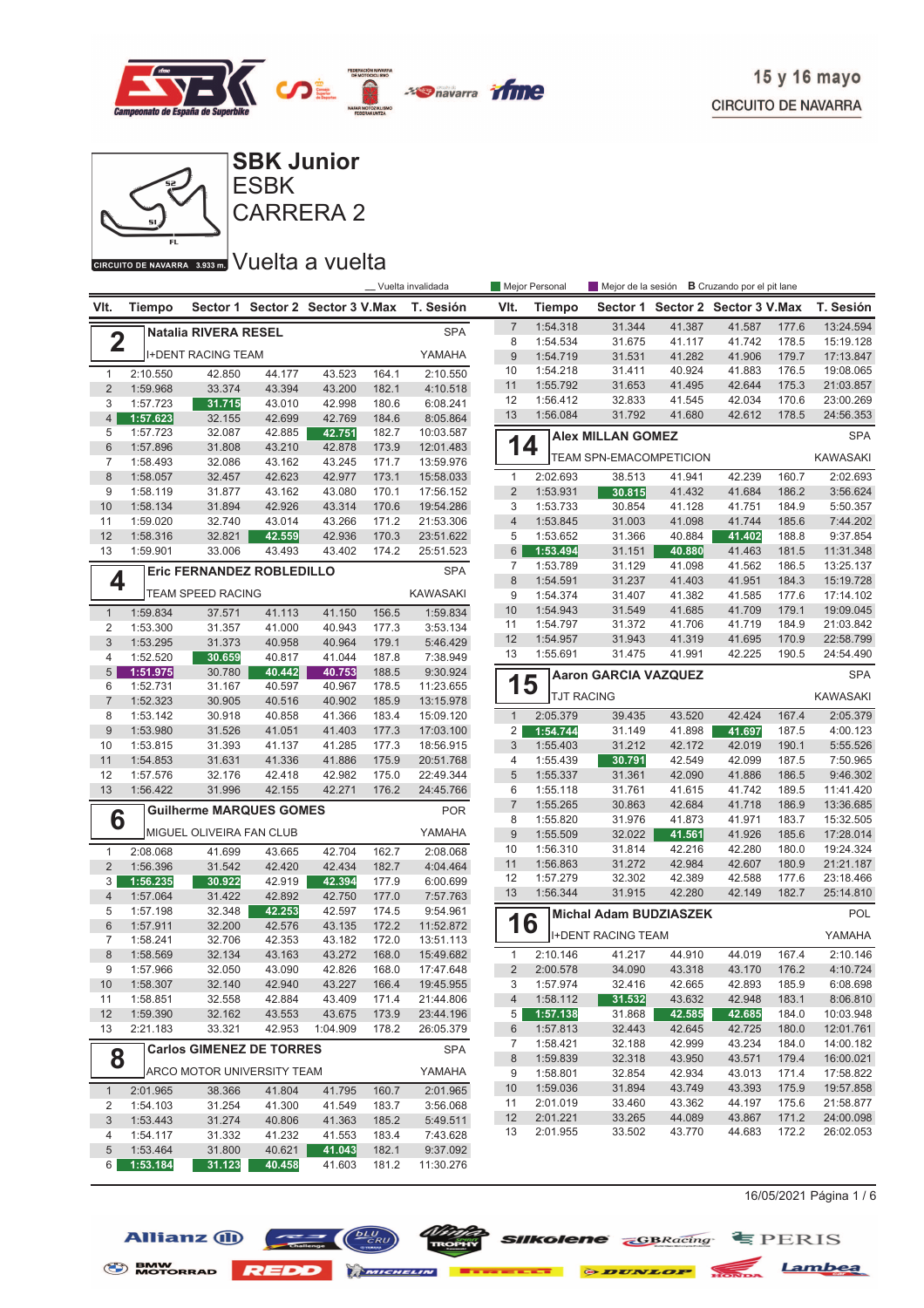15 y 16 mayo

CIRCUITO DE NAVARRA

# SBK Junior

## ESBK

## CARRERA 2

## Vuelta a vuelta

CIRCUITO DE NAVARRA 3.933 m.

_ Vuelta invalidada | Mejor Personal | Mejor de la sesión | B Cruzando por el pit lane

### 2 Natalia RIVERA RESEL — SPA — I+DENT RACING TEAM — YAMAHA

| Vlt. | Tiempo | Sector 1 | Sector 2 | Sector 3 | V.Max | T. Sesión |
|---|---|---|---|---|---|---|
| 1 | 2:10.550 | 42.850 | 44.177 | 43.523 | 164.1 | 2:10.550 |
| 2 | 1:59.968 | 33.374 | 43.394 | 43.200 | 182.1 | 4:10.518 |
| 3 | 1:57.723 | 31.715 | 43.010 | 42.998 | 180.6 | 6:08.241 |
| 4 | 1:57.623 | 32.155 | 42.699 | 42.769 | 184.6 | 8:05.864 |
| 5 | 1:57.723 | 32.087 | 42.885 | 42.751 | 182.7 | 10:03.587 |
| 6 | 1:57.896 | 31.808 | 43.210 | 42.878 | 173.9 | 12:01.483 |
| 7 | 1:58.493 | 32.086 | 43.162 | 43.245 | 171.7 | 13:59.976 |
| 8 | 1:58.057 | 32.457 | 42.623 | 42.977 | 173.1 | 15:58.033 |
| 9 | 1:58.119 | 31.877 | 43.162 | 43.080 | 170.1 | 17:56.152 |
| 10 | 1:58.134 | 31.894 | 42.926 | 43.314 | 170.6 | 19:54.286 |
| 11 | 1:59.020 | 32.740 | 43.014 | 43.266 | 171.2 | 21:53.306 |
| 12 | 1:58.316 | 32.821 | 42.559 | 42.936 | 170.3 | 23:51.622 |
| 13 | 1:59.901 | 33.006 | 43.493 | 43.402 | 174.2 | 25:51.523 |

### 4 Eric FERNANDEZ ROBLEDILLO — SPA — TEAM SPEED RACING — KAWASAKI

| Vlt. | Tiempo | Sector 1 | Sector 2 | Sector 3 | V.Max | T. Sesión |
|---|---|---|---|---|---|---|
| 1 | 1:59.834 | 37.571 | 41.113 | 41.150 | 156.5 | 1:59.834 |
| 2 | 1:53.300 | 31.357 | 41.000 | 40.943 | 177.3 | 3:53.134 |
| 3 | 1:53.295 | 31.373 | 40.958 | 40.964 | 179.1 | 5:46.429 |
| 4 | 1:52.520 | 30.659 | 40.817 | 41.044 | 187.8 | 7:38.949 |
| 5 | 1:51.975 | 30.780 | 40.442 | 40.753 | 188.5 | 9:30.924 |
| 6 | 1:52.731 | 31.167 | 40.597 | 40.967 | 178.5 | 11:23.655 |
| 7 | 1:52.323 | 30.905 | 40.516 | 40.902 | 185.9 | 13:15.978 |
| 8 | 1:53.142 | 30.918 | 40.858 | 41.366 | 183.4 | 15:09.120 |
| 9 | 1:53.980 | 31.526 | 41.051 | 41.403 | 177.3 | 17:03.100 |
| 10 | 1:53.815 | 31.393 | 41.137 | 41.285 | 177.3 | 18:56.915 |
| 11 | 1:54.853 | 31.631 | 41.336 | 41.886 | 175.9 | 20:51.768 |
| 12 | 1:57.576 | 32.176 | 42.418 | 42.982 | 175.0 | 22:49.344 |
| 13 | 1:56.422 | 31.996 | 42.155 | 42.271 | 176.2 | 24:45.766 |

### 6 Guilherme MARQUES GOMES — POR — MIGUEL OLIVEIRA FAN CLUB — YAMAHA

| Vlt. | Tiempo | Sector 1 | Sector 2 | Sector 3 | V.Max | T. Sesión |
|---|---|---|---|---|---|---|
| 1 | 2:08.068 | 41.699 | 43.665 | 42.704 | 162.7 | 2:08.068 |
| 2 | 1:56.396 | 31.542 | 42.420 | 42.434 | 182.7 | 4:04.464 |
| 3 | 1:56.235 | 30.922 | 42.919 | 42.394 | 177.9 | 6:00.699 |
| 4 | 1:57.064 | 31.422 | 42.892 | 42.750 | 177.0 | 7:57.763 |
| 5 | 1:57.198 | 32.348 | 42.253 | 42.597 | 174.5 | 9:54.961 |
| 6 | 1:57.911 | 32.200 | 42.576 | 43.135 | 172.2 | 11:52.872 |
| 7 | 1:58.241 | 32.706 | 42.353 | 43.182 | 172.0 | 13:51.113 |
| 8 | 1:58.569 | 32.134 | 43.163 | 43.272 | 168.0 | 15:49.682 |
| 9 | 1:57.966 | 32.050 | 43.090 | 42.826 | 168.0 | 17:47.648 |
| 10 | 1:58.307 | 32.140 | 42.940 | 43.227 | 166.4 | 19:45.955 |
| 11 | 1:58.851 | 32.558 | 42.884 | 43.409 | 171.4 | 21:44.806 |
| 12 | 1:59.390 | 32.162 | 43.553 | 43.675 | 173.9 | 23:44.196 |
| 13 | 2:21.183 | 33.321 | 42.953 | 1:04.909 | 178.2 | 26:05.379 |

### 8 Carlos GIMENEZ DE TORRES — SPA — ARCO MOTOR UNIVERSITY TEAM — YAMAHA

| Vlt. | Tiempo | Sector 1 | Sector 2 | Sector 3 | V.Max | T. Sesión |
|---|---|---|---|---|---|---|
| 1 | 2:01.965 | 38.366 | 41.804 | 41.795 | 160.7 | 2:01.965 |
| 2 | 1:54.103 | 31.254 | 41.300 | 41.549 | 183.7 | 3:56.068 |
| 3 | 1:53.443 | 31.274 | 40.806 | 41.363 | 185.2 | 5:49.511 |
| 4 | 1:54.117 | 31.332 | 41.232 | 41.553 | 183.4 | 7:43.628 |
| 5 | 1:53.464 | 31.800 | 40.621 | 41.043 | 182.1 | 9:37.092 |
| 6 | 1:53.184 | 31.123 | 40.458 | 41.603 | 181.2 | 11:30.276 |
| 7 | 1:54.318 | 31.344 | 41.387 | 41.587 | 177.6 | 13:24.594 |
| 8 | 1:54.534 | 31.675 | 41.117 | 41.742 | 178.5 | 15:19.128 |
| 9 | 1:54.719 | 31.531 | 41.282 | 41.906 | 179.7 | 17:13.847 |
| 10 | 1:54.218 | 31.411 | 40.924 | 41.883 | 176.5 | 19:08.065 |
| 11 | 1:55.792 | 31.653 | 41.495 | 42.644 | 175.3 | 21:03.857 |
| 12 | 1:56.412 | 32.833 | 41.545 | 42.034 | 170.6 | 23:00.269 |
| 13 | 1:56.084 | 31.792 | 41.680 | 42.612 | 178.5 | 24:56.353 |

### 14 Alex MILLAN GOMEZ — SPA — TEAM SPN-EMACOMPETICION — KAWASAKI

| Vlt. | Tiempo | Sector 1 | Sector 2 | Sector 3 | V.Max | T. Sesión |
|---|---|---|---|---|---|---|
| 1 | 2:02.693 | 38.513 | 41.941 | 42.239 | 160.7 | 2:02.693 |
| 2 | 1:53.931 | 30.815 | 41.432 | 41.684 | 186.2 | 3:56.624 |
| 3 | 1:53.733 | 30.854 | 41.128 | 41.751 | 184.9 | 5:50.357 |
| 4 | 1:53.845 | 31.003 | 41.098 | 41.744 | 185.6 | 7:44.202 |
| 5 | 1:53.652 | 31.366 | 40.884 | 41.402 | 188.8 | 9:37.854 |
| 6 | 1:53.494 | 31.151 | 40.880 | 41.463 | 181.5 | 11:31.348 |
| 7 | 1:53.789 | 31.129 | 41.098 | 41.562 | 186.5 | 13:25.137 |
| 8 | 1:54.591 | 31.237 | 41.403 | 41.951 | 184.3 | 15:19.728 |
| 9 | 1:54.374 | 31.407 | 41.382 | 41.585 | 177.6 | 17:14.102 |
| 10 | 1:54.943 | 31.549 | 41.685 | 41.709 | 179.1 | 19:09.045 |
| 11 | 1:54.797 | 31.372 | 41.706 | 41.719 | 184.9 | 21:03.842 |
| 12 | 1:54.957 | 31.943 | 41.319 | 41.695 | 170.9 | 22:58.799 |
| 13 | 1:55.691 | 31.475 | 41.991 | 42.225 | 190.5 | 24:54.490 |

### 15 Aaron GARCIA VAZQUEZ — SPA — TJT RACING — KAWASAKI

| Vlt. | Tiempo | Sector 1 | Sector 2 | Sector 3 | V.Max | T. Sesión |
|---|---|---|---|---|---|---|
| 1 | 2:05.379 | 39.435 | 43.520 | 42.424 | 167.4 | 2:05.379 |
| 2 | 1:54.744 | 31.149 | 41.898 | 41.697 | 187.5 | 4:00.123 |
| 3 | 1:55.403 | 31.212 | 42.172 | 42.019 | 190.1 | 5:55.526 |
| 4 | 1:55.439 | 30.791 | 42.549 | 42.099 | 187.5 | 7:50.965 |
| 5 | 1:55.337 | 31.361 | 42.090 | 41.886 | 186.5 | 9:46.302 |
| 6 | 1:55.118 | 31.761 | 41.615 | 41.742 | 189.5 | 11:41.420 |
| 7 | 1:55.265 | 30.863 | 42.684 | 41.718 | 186.9 | 13:36.685 |
| 8 | 1:55.820 | 31.976 | 41.873 | 41.971 | 183.7 | 15:32.505 |
| 9 | 1:55.509 | 32.022 | 41.561 | 41.926 | 185.6 | 17:28.014 |
| 10 | 1:56.310 | 31.814 | 42.216 | 42.280 | 180.0 | 19:24.324 |
| 11 | 1:56.863 | 31.272 | 42.984 | 42.607 | 180.9 | 21:21.187 |
| 12 | 1:57.279 | 32.302 | 42.389 | 42.588 | 177.6 | 23:18.466 |
| 13 | 1:56.344 | 31.915 | 42.280 | 42.149 | 182.7 | 25:14.810 |

### 16 Michal Adam BUDZIASZEK — POL — I+DENT RACING TEAM — YAMAHA

| Vlt. | Tiempo | Sector 1 | Sector 2 | Sector 3 | V.Max | T. Sesión |
|---|---|---|---|---|---|---|
| 1 | 2:10.146 | 41.217 | 44.910 | 44.019 | 167.4 | 2:10.146 |
| 2 | 2:00.578 | 34.090 | 43.318 | 43.170 | 176.2 | 4:10.724 |
| 3 | 1:57.974 | 32.416 | 42.665 | 42.893 | 185.9 | 6:08.698 |
| 4 | 1:58.112 | 31.532 | 43.632 | 42.948 | 183.1 | 8:06.810 |
| 5 | 1:57.138 | 31.868 | 42.585 | 42.685 | 184.0 | 10:03.948 |
| 6 | 1:57.813 | 32.443 | 42.645 | 42.725 | 180.0 | 12:01.761 |
| 7 | 1:58.421 | 32.188 | 42.999 | 43.234 | 184.0 | 14:00.182 |
| 8 | 1:59.839 | 32.318 | 43.950 | 43.571 | 179.4 | 16:00.021 |
| 9 | 1:58.801 | 32.854 | 42.934 | 43.013 | 171.4 | 17:58.822 |
| 10 | 1:59.036 | 31.894 | 43.749 | 43.393 | 175.9 | 19:57.858 |
| 11 | 2:01.019 | 33.460 | 43.362 | 44.197 | 175.6 | 21:58.877 |
| 12 | 2:01.221 | 33.265 | 44.089 | 43.867 | 171.2 | 24:00.098 |
| 13 | 2:01.955 | 33.502 | 43.770 | 44.683 | 172.2 | 26:02.053 |

16/05/2021 Página 1 / 6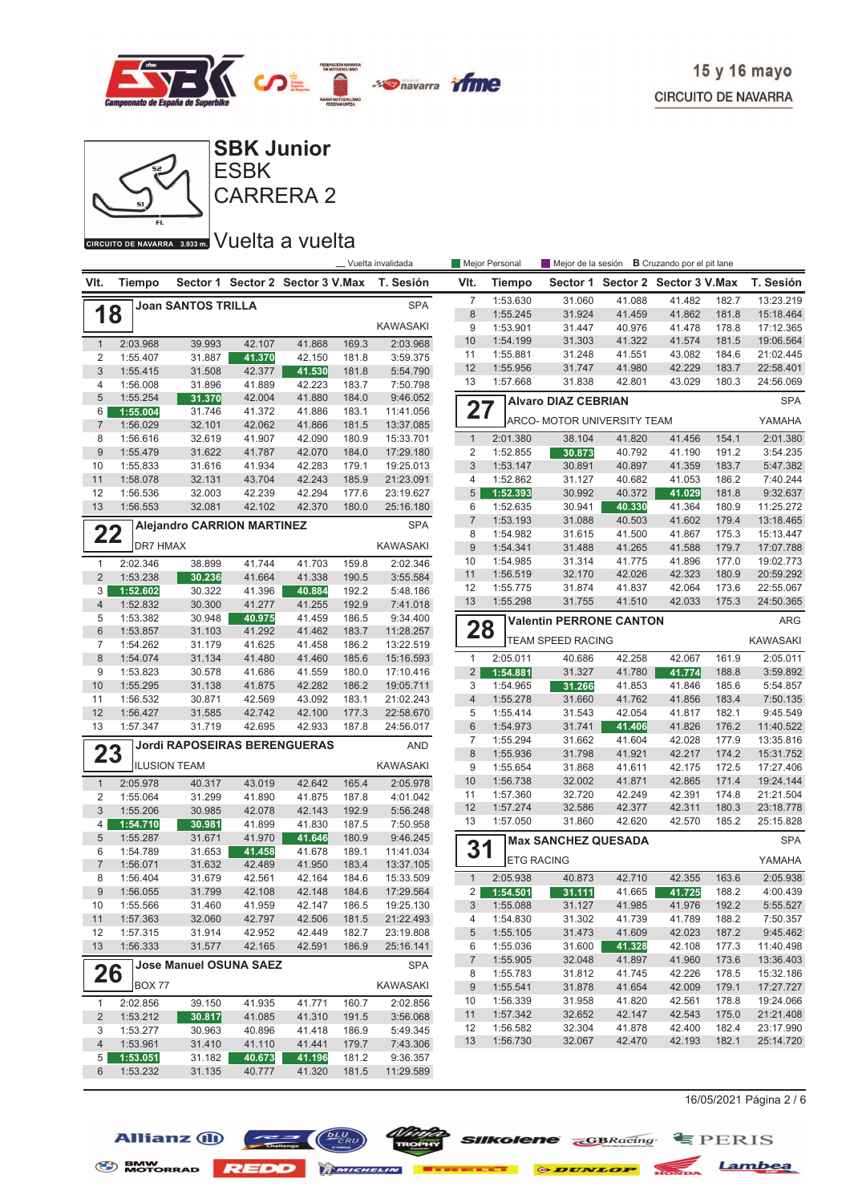15 y 16 mayo
CIRCUITO DE NAVARRA

# SBK Junior
## ESBK
## CARRERA 2
## Vuelta a vuelta

CIRCUITO DE NAVARRA 3.933 m.

_ Vuelta invalidada — Mejor Personal — Mejor de la sesión — B Cruzando por el pit lane

### 18 Joan SANTOS TRILLA — SPA — KAWASAKI

| Vlt. | Tiempo | Sector 1 | Sector 2 | Sector 3 | V.Max | T. Sesión |
|---|---|---|---|---|---|---|
| 1 | 2:03.968 | 39.993 | 42.107 | 41.868 | 169.3 | 2:03.968 |
| 2 | 1:55.407 | 31.887 | 41.370 | 42.150 | 181.8 | 3:59.375 |
| 3 | 1:55.415 | 31.508 | 42.377 | 41.530 | 181.8 | 5:54.790 |
| 4 | 1:56.008 | 31.896 | 41.889 | 42.223 | 183.7 | 7:50.798 |
| 5 | 1:55.254 | 31.370 | 42.004 | 41.880 | 184.0 | 9:46.052 |
| 6 | 1:55.004 | 31.746 | 41.372 | 41.886 | 183.1 | 11:41.056 |
| 7 | 1:56.029 | 32.101 | 42.062 | 41.866 | 181.5 | 13:37.085 |
| 8 | 1:56.616 | 32.619 | 41.907 | 42.090 | 180.9 | 15:33.701 |
| 9 | 1:55.479 | 31.622 | 41.787 | 42.070 | 184.0 | 17:29.180 |
| 10 | 1:55.833 | 31.616 | 41.934 | 42.283 | 179.1 | 19:25.013 |
| 11 | 1:58.078 | 32.131 | 43.704 | 42.243 | 185.9 | 21:23.091 |
| 12 | 1:56.536 | 32.003 | 42.239 | 42.294 | 177.6 | 23:19.627 |
| 13 | 1:56.553 | 32.081 | 42.102 | 42.370 | 180.0 | 25:16.180 |

### 22 Alejandro CARRION MARTINEZ — SPA — DR7 HMAX — KAWASAKI

| Vlt. | Tiempo | Sector 1 | Sector 2 | Sector 3 | V.Max | T. Sesión |
|---|---|---|---|---|---|---|
| 1 | 2:02.346 | 38.899 | 41.744 | 41.703 | 159.8 | 2:02.346 |
| 2 | 1:53.238 | 30.236 | 41.664 | 41.338 | 190.5 | 3:55.584 |
| 3 | 1:52.602 | 30.322 | 41.396 | 40.884 | 192.2 | 5:48.186 |
| 4 | 1:52.832 | 30.300 | 41.277 | 41.255 | 192.9 | 7:41.018 |
| 5 | 1:53.382 | 30.948 | 40.975 | 41.459 | 186.5 | 9:34.400 |
| 6 | 1:53.857 | 31.103 | 41.292 | 41.462 | 183.7 | 11:28.257 |
| 7 | 1:54.262 | 31.179 | 41.625 | 41.458 | 186.2 | 13:22.519 |
| 8 | 1:54.074 | 31.134 | 41.480 | 41.460 | 185.6 | 15:16.593 |
| 9 | 1:53.823 | 30.578 | 41.686 | 41.559 | 180.0 | 17:10.416 |
| 10 | 1:55.295 | 31.138 | 41.875 | 42.282 | 186.2 | 19:05.711 |
| 11 | 1:56.532 | 30.871 | 42.569 | 43.092 | 183.1 | 21:02.243 |
| 12 | 1:56.427 | 31.585 | 42.742 | 42.100 | 177.3 | 22:58.670 |
| 13 | 1:57.347 | 31.719 | 42.695 | 42.933 | 187.8 | 24:56.017 |

### 23 Jordi RAPOSEIRAS BERENGUERAS — AND — ILUSION TEAM — KAWASAKI

| Vlt. | Tiempo | Sector 1 | Sector 2 | Sector 3 | V.Max | T. Sesión |
|---|---|---|---|---|---|---|
| 1 | 2:05.978 | 40.317 | 43.019 | 42.642 | 165.4 | 2:05.978 |
| 2 | 1:55.064 | 31.299 | 41.890 | 41.875 | 187.8 | 4:01.042 |
| 3 | 1:55.206 | 30.985 | 42.078 | 42.143 | 192.9 | 5:56.248 |
| 4 | 1:54.710 | 30.981 | 41.899 | 41.830 | 187.5 | 7:50.958 |
| 5 | 1:55.287 | 31.671 | 41.970 | 41.646 | 180.9 | 9:46.245 |
| 6 | 1:54.789 | 31.653 | 41.458 | 41.678 | 189.1 | 11:41.034 |
| 7 | 1:56.071 | 31.632 | 42.489 | 41.950 | 183.4 | 13:37.105 |
| 8 | 1:56.404 | 31.679 | 42.561 | 42.164 | 184.6 | 15:33.509 |
| 9 | 1:56.055 | 31.799 | 42.108 | 42.148 | 184.6 | 17:29.564 |
| 10 | 1:55.566 | 31.460 | 41.959 | 42.147 | 186.5 | 19:25.130 |
| 11 | 1:57.363 | 32.060 | 42.797 | 42.506 | 181.5 | 21:22.493 |
| 12 | 1:57.315 | 31.914 | 42.952 | 42.449 | 182.7 | 23:19.808 |
| 13 | 1:56.333 | 31.577 | 42.165 | 42.591 | 186.9 | 25:16.141 |

### 26 Jose Manuel OSUNA SAEZ — SPA — BOX 77 — KAWASAKI

| Vlt. | Tiempo | Sector 1 | Sector 2 | Sector 3 | V.Max | T. Sesión |
|---|---|---|---|---|---|---|
| 1 | 2:02.856 | 39.150 | 41.935 | 41.771 | 160.7 | 2:02.856 |
| 2 | 1:53.212 | 30.817 | 41.085 | 41.310 | 191.5 | 3:56.068 |
| 3 | 1:53.277 | 30.963 | 40.896 | 41.418 | 186.9 | 5:49.345 |
| 4 | 1:53.961 | 31.410 | 41.110 | 41.441 | 179.7 | 7:43.306 |
| 5 | 1:53.051 | 31.182 | 40.673 | 41.196 | 181.2 | 9:36.357 |
| 6 | 1:53.232 | 31.135 | 40.777 | 41.320 | 181.5 | 11:29.589 |
| 7 | 1:53.630 | 31.060 | 41.088 | 41.482 | 182.7 | 13:23.219 |
| 8 | 1:55.245 | 31.924 | 41.459 | 41.862 | 181.8 | 15:18.464 |
| 9 | 1:53.901 | 31.447 | 40.976 | 41.478 | 178.8 | 17:12.365 |
| 10 | 1:54.199 | 31.303 | 41.322 | 41.574 | 181.5 | 19:06.564 |
| 11 | 1:55.881 | 31.248 | 41.551 | 43.082 | 184.6 | 21:02.445 |
| 12 | 1:55.956 | 31.747 | 41.980 | 42.229 | 183.7 | 22:58.401 |
| 13 | 1:57.668 | 31.838 | 42.801 | 43.029 | 180.3 | 24:56.069 |

### 27 Alvaro DIAZ CEBRIAN — SPA — ARCO- MOTOR UNIVERSITY TEAM — YAMAHA

| Vlt. | Tiempo | Sector 1 | Sector 2 | Sector 3 | V.Max | T. Sesión |
|---|---|---|---|---|---|---|
| 1 | 2:01.380 | 38.104 | 41.820 | 41.456 | 154.1 | 2:01.380 |
| 2 | 1:52.855 | 30.873 | 40.792 | 41.190 | 191.2 | 3:54.235 |
| 3 | 1:53.147 | 30.891 | 40.897 | 41.359 | 183.7 | 5:47.382 |
| 4 | 1:52.862 | 31.127 | 40.682 | 41.053 | 186.2 | 7:40.244 |
| 5 | 1:52.393 | 30.992 | 40.372 | 41.029 | 181.8 | 9:32.637 |
| 6 | 1:52.635 | 30.941 | 40.330 | 41.364 | 180.9 | 11:25.272 |
| 7 | 1:53.193 | 31.088 | 40.503 | 41.602 | 179.4 | 13:18.465 |
| 8 | 1:54.982 | 31.615 | 41.500 | 41.867 | 175.3 | 15:13.447 |
| 9 | 1:54.341 | 31.488 | 41.265 | 41.588 | 179.7 | 17:07.788 |
| 10 | 1:54.985 | 31.314 | 41.775 | 41.896 | 177.0 | 19:02.773 |
| 11 | 1:56.519 | 32.170 | 42.026 | 42.323 | 180.9 | 20:59.292 |
| 12 | 1:55.775 | 31.874 | 41.837 | 42.064 | 173.6 | 22:55.067 |
| 13 | 1:55.298 | 31.755 | 41.510 | 42.033 | 175.3 | 24:50.365 |

### 28 Valentin PERRONE CANTON — ARG — TEAM SPEED RACING — KAWASAKI

| Vlt. | Tiempo | Sector 1 | Sector 2 | Sector 3 | V.Max | T. Sesión |
|---|---|---|---|---|---|---|
| 1 | 2:05.011 | 40.686 | 42.258 | 42.067 | 161.9 | 2:05.011 |
| 2 | 1:54.881 | 31.327 | 41.780 | 41.774 | 188.8 | 3:59.892 |
| 3 | 1:54.965 | 31.266 | 41.853 | 41.846 | 185.6 | 5:54.857 |
| 4 | 1:55.278 | 31.660 | 41.762 | 41.856 | 183.4 | 7:50.135 |
| 5 | 1:55.414 | 31.543 | 42.054 | 41.817 | 182.1 | 9:45.549 |
| 6 | 1:54.973 | 31.741 | 41.406 | 41.826 | 176.2 | 11:40.522 |
| 7 | 1:55.294 | 31.662 | 41.604 | 42.028 | 177.9 | 13:35.816 |
| 8 | 1:55.936 | 31.798 | 41.921 | 42.217 | 174.2 | 15:31.752 |
| 9 | 1:55.654 | 31.868 | 41.611 | 42.175 | 172.5 | 17:27.406 |
| 10 | 1:56.738 | 32.002 | 41.871 | 42.865 | 171.4 | 19:24.144 |
| 11 | 1:57.360 | 32.720 | 42.249 | 42.391 | 174.8 | 21:21.504 |
| 12 | 1:57.274 | 32.586 | 42.377 | 42.311 | 180.3 | 23:18.778 |
| 13 | 1:57.050 | 31.860 | 42.620 | 42.570 | 185.2 | 25:15.828 |

### 31 Max SANCHEZ QUESADA — SPA — ETG RACING — YAMAHA

| Vlt. | Tiempo | Sector 1 | Sector 2 | Sector 3 | V.Max | T. Sesión |
|---|---|---|---|---|---|---|
| 1 | 2:05.938 | 40.873 | 42.710 | 42.355 | 163.6 | 2:05.938 |
| 2 | 1:54.501 | 31.111 | 41.665 | 41.725 | 188.2 | 4:00.439 |
| 3 | 1:55.088 | 31.127 | 41.985 | 41.976 | 192.2 | 5:55.527 |
| 4 | 1:54.830 | 31.302 | 41.739 | 41.789 | 188.2 | 7:50.357 |
| 5 | 1:55.105 | 31.473 | 41.609 | 42.023 | 187.2 | 9:45.462 |
| 6 | 1:55.036 | 31.600 | 41.328 | 42.108 | 177.3 | 11:40.498 |
| 7 | 1:55.905 | 32.048 | 41.897 | 41.960 | 173.6 | 13:36.403 |
| 8 | 1:55.783 | 31.812 | 41.745 | 42.226 | 178.5 | 15:32.186 |
| 9 | 1:55.541 | 31.878 | 41.654 | 42.009 | 179.1 | 17:27.727 |
| 10 | 1:56.339 | 31.958 | 41.820 | 42.561 | 178.8 | 19:24.066 |
| 11 | 1:57.342 | 32.652 | 42.147 | 42.543 | 175.0 | 21:21.408 |
| 12 | 1:56.582 | 32.304 | 41.878 | 42.400 | 182.4 | 23:17.990 |
| 13 | 1:56.730 | 32.067 | 42.470 | 42.193 | 182.1 | 25:14.720 |

16/05/2021 Página 2 / 6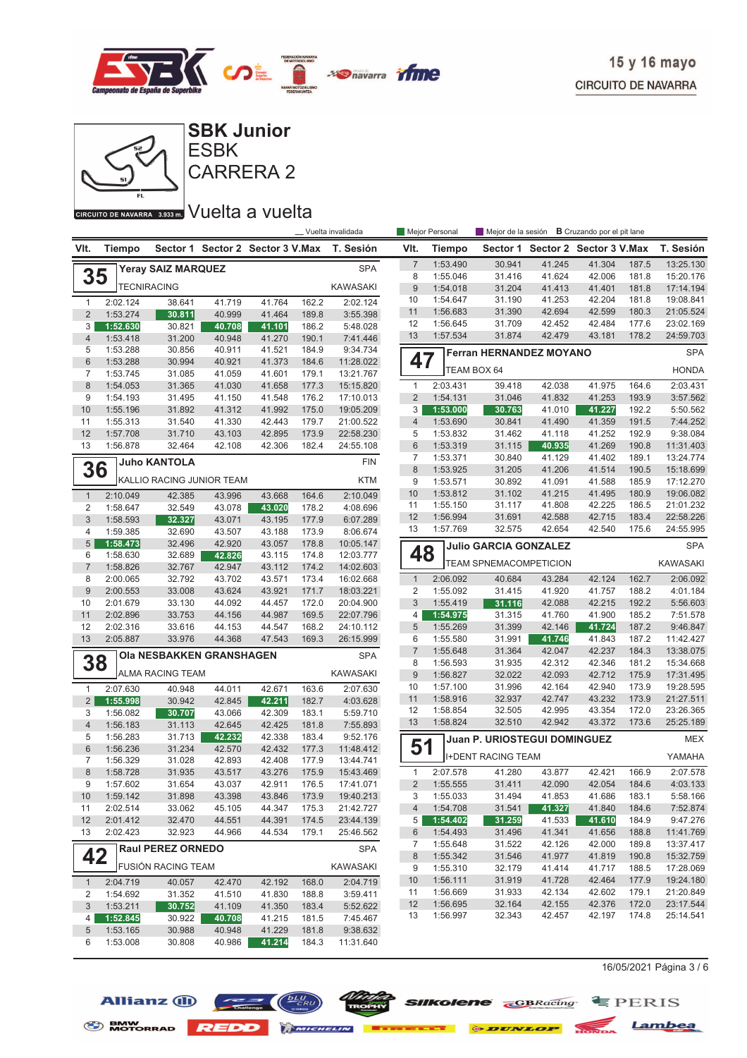15 y 16 mayo
CIRCUITO DE NAVARRA

# SBK Junior
## ESBK
## CARRERA 2
## Vuelta a vuelta

CIRCUITO DE NAVARRA 3.933 m.

_ Vuelta invalidada · Mejor Personal · Mejor de la sesión · **B** Cruzando por el pit lane

### 35 Yeray SAIZ MARQUEZ — SPA — TECNIRACING — KAWASAKI

| Vlt. | Tiempo | Sector 1 | Sector 2 | Sector 3 | V.Max | T. Sesión |
|---|---|---|---|---|---|---|
| 1 | 2:02.124 | 38.641 | 41.719 | 41.764 | 162.2 | 2:02.124 |
| 2 | 1:53.274 | 30.811 | 40.999 | 41.464 | 189.8 | 3:55.398 |
| 3 | 1:52.630 | 30.821 | 40.708 | 41.101 | 186.2 | 5:48.028 |
| 4 | 1:53.418 | 31.200 | 40.948 | 41.270 | 190.1 | 7:41.446 |
| 5 | 1:53.288 | 30.856 | 40.911 | 41.521 | 184.9 | 9:34.734 |
| 6 | 1:53.288 | 30.994 | 40.921 | 41.373 | 184.6 | 11:28.022 |
| 7 | 1:53.745 | 31.085 | 41.059 | 41.601 | 179.1 | 13:21.767 |
| 8 | 1:54.053 | 31.365 | 41.030 | 41.658 | 177.3 | 15:15.820 |
| 9 | 1:54.193 | 31.495 | 41.150 | 41.548 | 176.2 | 17:10.013 |
| 10 | 1:55.196 | 31.892 | 41.312 | 41.992 | 175.0 | 19:05.209 |
| 11 | 1:55.313 | 31.540 | 41.330 | 42.443 | 179.7 | 21:00.522 |
| 12 | 1:57.708 | 31.710 | 43.103 | 42.895 | 173.9 | 22:58.230 |
| 13 | 1:56.878 | 32.464 | 42.108 | 42.306 | 182.4 | 24:55.108 |

### 36 Juho KANTOLA — FIN — KALLIO RACING JUNIOR TEAM — KTM

| Vlt. | Tiempo | Sector 1 | Sector 2 | Sector 3 | V.Max | T. Sesión |
|---|---|---|---|---|---|---|
| 1 | 2:10.049 | 42.385 | 43.996 | 43.668 | 164.6 | 2:10.049 |
| 2 | 1:58.647 | 32.549 | 43.078 | 43.020 | 178.2 | 4:08.696 |
| 3 | 1:58.593 | 32.327 | 43.071 | 43.195 | 177.9 | 6:07.289 |
| 4 | 1:59.385 | 32.690 | 43.507 | 43.188 | 173.9 | 8:06.674 |
| 5 | 1:58.473 | 32.496 | 42.920 | 43.057 | 178.8 | 10:05.147 |
| 6 | 1:58.630 | 32.689 | 42.826 | 43.115 | 174.8 | 12:03.777 |
| 7 | 1:58.826 | 32.767 | 42.947 | 43.112 | 174.2 | 14:02.603 |
| 8 | 2:00.065 | 32.792 | 43.702 | 43.571 | 173.4 | 16:02.668 |
| 9 | 2:00.553 | 33.008 | 43.624 | 43.921 | 171.7 | 18:03.221 |
| 10 | 2:01.679 | 33.130 | 44.092 | 44.457 | 172.0 | 20:04.900 |
| 11 | 2:02.896 | 33.753 | 44.156 | 44.987 | 169.5 | 22:07.796 |
| 12 | 2:02.316 | 33.616 | 44.153 | 44.547 | 168.2 | 24:10.112 |
| 13 | 2:05.887 | 33.976 | 44.368 | 47.543 | 169.3 | 26:15.999 |

### 38 Ola NESBAKKEN GRANSHAGEN — SPA — ALMA RACING TEAM — KAWASAKI

| Vlt. | Tiempo | Sector 1 | Sector 2 | Sector 3 | V.Max | T. Sesión |
|---|---|---|---|---|---|---|
| 1 | 2:07.630 | 40.948 | 44.011 | 42.671 | 163.6 | 2:07.630 |
| 2 | 1:55.998 | 30.942 | 42.845 | 42.211 | 182.7 | 4:03.628 |
| 3 | 1:56.082 | 30.707 | 43.066 | 42.309 | 183.1 | 5:59.710 |
| 4 | 1:56.183 | 31.113 | 42.645 | 42.425 | 181.8 | 7:55.893 |
| 5 | 1:56.283 | 31.713 | 42.232 | 42.338 | 183.4 | 9:52.176 |
| 6 | 1:56.236 | 31.234 | 42.570 | 42.432 | 177.3 | 11:48.412 |
| 7 | 1:56.329 | 31.028 | 42.893 | 42.408 | 177.9 | 13:44.741 |
| 8 | 1:58.728 | 31.935 | 43.517 | 43.276 | 175.9 | 15:43.469 |
| 9 | 1:57.602 | 31.654 | 43.037 | 42.911 | 176.5 | 17:41.071 |
| 10 | 1:59.142 | 31.898 | 43.398 | 43.846 | 173.9 | 19:40.213 |
| 11 | 2:02.514 | 33.062 | 45.105 | 44.347 | 175.3 | 21:42.727 |
| 12 | 2:01.412 | 32.470 | 44.551 | 44.391 | 174.5 | 23:44.139 |
| 13 | 2:02.423 | 32.923 | 44.966 | 44.534 | 179.1 | 25:46.562 |

### 42 Raul PEREZ ORNEDO — SPA — FUSIÓN RACING TEAM — KAWASAKI

| Vlt. | Tiempo | Sector 1 | Sector 2 | Sector 3 | V.Max | T. Sesión |
|---|---|---|---|---|---|---|
| 1 | 2:04.719 | 40.057 | 42.470 | 42.192 | 168.0 | 2:04.719 |
| 2 | 1:54.692 | 31.352 | 41.510 | 41.830 | 188.8 | 3:59.411 |
| 3 | 1:53.211 | 30.752 | 41.109 | 41.350 | 183.4 | 5:52.622 |
| 4 | 1:52.845 | 30.922 | 40.708 | 41.215 | 181.5 | 7:45.467 |
| 5 | 1:53.165 | 30.988 | 40.948 | 41.229 | 181.8 | 9:38.632 |
| 6 | 1:53.008 | 30.808 | 40.986 | 41.214 | 184.3 | 11:31.640 |
| 7 | 1:53.490 | 30.941 | 41.245 | 41.304 | 187.5 | 13:25.130 |
| 8 | 1:55.046 | 31.416 | 41.624 | 42.006 | 181.8 | 15:20.176 |
| 9 | 1:54.018 | 31.204 | 41.413 | 41.401 | 181.8 | 17:14.194 |
| 10 | 1:54.647 | 31.190 | 41.253 | 42.204 | 181.8 | 19:08.841 |
| 11 | 1:56.683 | 31.390 | 42.694 | 42.599 | 180.3 | 21:05.524 |
| 12 | 1:56.645 | 31.709 | 42.452 | 42.484 | 177.6 | 23:02.169 |
| 13 | 1:57.534 | 31.874 | 42.479 | 43.181 | 178.2 | 24:59.703 |

### 47 Ferran HERNANDEZ MOYANO — SPA — TEAM BOX 64 — HONDA

| Vlt. | Tiempo | Sector 1 | Sector 2 | Sector 3 | V.Max | T. Sesión |
|---|---|---|---|---|---|---|
| 1 | 2:03.431 | 39.418 | 42.038 | 41.975 | 164.6 | 2:03.431 |
| 2 | 1:54.131 | 31.046 | 41.832 | 41.253 | 193.9 | 3:57.562 |
| 3 | 1:53.000 | 30.763 | 41.010 | 41.227 | 192.2 | 5:50.562 |
| 4 | 1:53.690 | 30.841 | 41.490 | 41.359 | 191.5 | 7:44.252 |
| 5 | 1:53.832 | 31.462 | 41.118 | 41.252 | 192.9 | 9:38.084 |
| 6 | 1:53.319 | 31.115 | 40.935 | 41.269 | 190.8 | 11:31.403 |
| 7 | 1:53.371 | 30.840 | 41.129 | 41.402 | 189.1 | 13:24.774 |
| 8 | 1:53.925 | 31.205 | 41.206 | 41.514 | 190.5 | 15:18.699 |
| 9 | 1:53.571 | 30.892 | 41.091 | 41.588 | 185.9 | 17:12.270 |
| 10 | 1:53.812 | 31.102 | 41.215 | 41.495 | 180.9 | 19:06.082 |
| 11 | 1:55.150 | 31.117 | 41.808 | 42.225 | 186.5 | 21:01.232 |
| 12 | 1:56.994 | 31.691 | 42.588 | 42.715 | 183.4 | 22:58.226 |
| 13 | 1:57.769 | 32.575 | 42.654 | 42.540 | 175.6 | 24:55.995 |

### 48 Julio GARCIA GONZALEZ — SPA — TEAM SPNEMACOMPETICION — KAWASAKI

| Vlt. | Tiempo | Sector 1 | Sector 2 | Sector 3 | V.Max | T. Sesión |
|---|---|---|---|---|---|---|
| 1 | 2:06.092 | 40.684 | 43.284 | 42.124 | 162.7 | 2:06.092 |
| 2 | 1:55.092 | 31.415 | 41.920 | 41.757 | 188.2 | 4:01.184 |
| 3 | 1:55.419 | 31.116 | 42.088 | 42.215 | 192.2 | 5:56.603 |
| 4 | 1:54.975 | 31.315 | 41.760 | 41.900 | 185.2 | 7:51.578 |
| 5 | 1:55.269 | 31.399 | 42.146 | 41.724 | 187.2 | 9:46.847 |
| 6 | 1:55.580 | 31.991 | 41.746 | 41.843 | 187.2 | 11:42.427 |
| 7 | 1:55.648 | 31.364 | 42.047 | 42.237 | 184.3 | 13:38.075 |
| 8 | 1:56.593 | 31.935 | 42.312 | 42.346 | 181.2 | 15:34.668 |
| 9 | 1:56.827 | 32.022 | 42.093 | 42.712 | 175.9 | 17:31.495 |
| 10 | 1:57.100 | 31.996 | 42.164 | 42.940 | 173.9 | 19:28.595 |
| 11 | 1:58.916 | 32.937 | 42.747 | 43.232 | 173.9 | 21:27.511 |
| 12 | 1:58.854 | 32.505 | 42.995 | 43.354 | 172.0 | 23:26.365 |
| 13 | 1:58.824 | 32.510 | 42.942 | 43.372 | 173.6 | 25:25.189 |

### 51 Juan P. URIOSTEGUI DOMINGUEZ — MEX — I+DENT RACING TEAM — YAMAHA

| Vlt. | Tiempo | Sector 1 | Sector 2 | Sector 3 | V.Max | T. Sesión |
|---|---|---|---|---|---|---|
| 1 | 2:07.578 | 41.280 | 43.877 | 42.421 | 166.9 | 2:07.578 |
| 2 | 1:55.555 | 31.411 | 42.090 | 42.054 | 184.6 | 4:03.133 |
| 3 | 1:55.033 | 31.494 | 41.853 | 41.686 | 183.1 | 5:58.166 |
| 4 | 1:54.708 | 31.541 | 41.327 | 41.840 | 184.6 | 7:52.874 |
| 5 | 1:54.402 | 31.259 | 41.533 | 41.610 | 184.9 | 9:47.276 |
| 6 | 1:54.493 | 31.496 | 41.341 | 41.656 | 188.8 | 11:41.769 |
| 7 | 1:55.648 | 31.522 | 42.126 | 42.000 | 189.8 | 13:37.417 |
| 8 | 1:55.342 | 31.546 | 41.977 | 41.819 | 190.8 | 15:32.759 |
| 9 | 1:55.310 | 32.179 | 41.414 | 41.717 | 188.5 | 17:28.069 |
| 10 | 1:56.111 | 31.919 | 41.728 | 42.464 | 177.9 | 19:24.180 |
| 11 | 1:56.669 | 31.933 | 42.134 | 42.602 | 179.1 | 21:20.849 |
| 12 | 1:56.695 | 32.164 | 42.155 | 42.376 | 172.0 | 23:17.544 |
| 13 | 1:56.997 | 32.343 | 42.457 | 42.197 | 174.8 | 25:14.541 |

16/05/2021 Página 3 / 6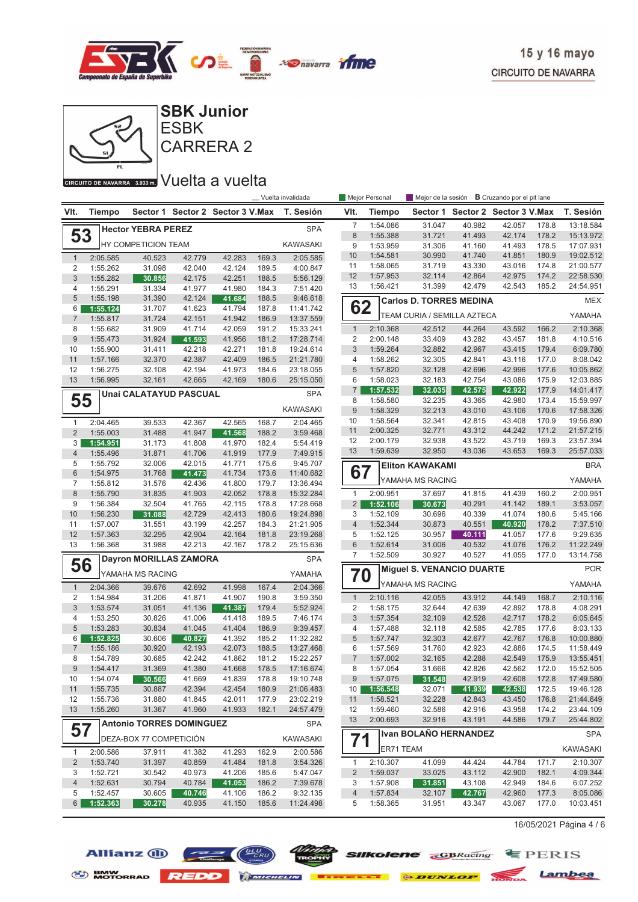15 y 16 mayo

CIRCUITO DE NAVARRA

# SBK Junior
## ESBK
## CARRERA 2

CIRCUITO DE NAVARRA 3.933 m.

## Vuelta a vuelta

_ Vuelta invalidada | Mejor Personal | Mejor de la sesión | B Cruzando por el pit lane

### 53 Hector YEBRA PEREZ — SPA
HY COMPETICION TEAM — KAWASAKI

| Vlt. | Tiempo | Sector 1 | Sector 2 | Sector 3 | V.Max | T. Sesión |
|---|---|---|---|---|---|---|
| 1 | 2:05.585 | 40.523 | 42.779 | 42.283 | 169.3 | 2:05.585 |
| 2 | 1:55.262 | 31.098 | 42.040 | 42.124 | 189.5 | 4:00.847 |
| 3 | 1:55.282 | 30.856 | 42.175 | 42.251 | 188.5 | 5:56.129 |
| 4 | 1:55.291 | 31.334 | 41.977 | 41.980 | 184.3 | 7:51.420 |
| 5 | 1:55.198 | 31.390 | 42.124 | 41.684 | 188.5 | 9:46.618 |
| 6 | 1:55.124 | 31.707 | 41.623 | 41.794 | 187.8 | 11:41.742 |
| 7 | 1:55.817 | 31.724 | 42.151 | 41.942 | 186.9 | 13:37.559 |
| 8 | 1:55.682 | 31.909 | 41.714 | 42.059 | 191.2 | 15:33.241 |
| 9 | 1:55.473 | 31.924 | 41.593 | 41.956 | 181.2 | 17:28.714 |
| 10 | 1:55.900 | 31.411 | 42.218 | 42.271 | 181.8 | 19:24.614 |
| 11 | 1:57.166 | 32.370 | 42.387 | 42.409 | 186.5 | 21:21.780 |
| 12 | 1:56.275 | 32.108 | 42.194 | 41.973 | 184.6 | 23:18.055 |
| 13 | 1:56.995 | 32.161 | 42.665 | 42.169 | 180.6 | 25:15.050 |

### 55 Unai CALATAYUD PASCUAL — SPA
KAWASAKI

| Vlt. | Tiempo | Sector 1 | Sector 2 | Sector 3 | V.Max | T. Sesión |
|---|---|---|---|---|---|---|
| 1 | 2:04.465 | 39.533 | 42.367 | 42.565 | 168.7 | 2:04.465 |
| 2 | 1:55.003 | 31.488 | 41.947 | 41.568 | 188.2 | 3:59.468 |
| 3 | 1:54.951 | 31.173 | 41.808 | 41.970 | 182.4 | 5:54.419 |
| 4 | 1:55.496 | 31.871 | 41.706 | 41.919 | 177.9 | 7:49.915 |
| 5 | 1:55.792 | 32.006 | 42.015 | 41.771 | 175.6 | 9:45.707 |
| 6 | 1:54.975 | 31.768 | 41.473 | 41.734 | 173.6 | 11:40.682 |
| 7 | 1:55.812 | 31.576 | 42.436 | 41.800 | 179.7 | 13:36.494 |
| 8 | 1:55.790 | 31.835 | 41.903 | 42.052 | 178.8 | 15:32.284 |
| 9 | 1:56.384 | 32.504 | 41.765 | 42.115 | 178.8 | 17:28.668 |
| 10 | 1:56.230 | 31.088 | 42.729 | 42.413 | 180.6 | 19:24.898 |
| 11 | 1:57.007 | 31.551 | 43.199 | 42.257 | 184.3 | 21:21.905 |
| 12 | 1:57.363 | 32.295 | 42.904 | 42.164 | 181.8 | 23:19.268 |
| 13 | 1:56.368 | 31.988 | 42.213 | 42.167 | 178.2 | 25:15.636 |

### 56 Dayron MORILLAS ZAMORA — SPA
YAMAHA MS RACING — YAMAHA

| Vlt. | Tiempo | Sector 1 | Sector 2 | Sector 3 | V.Max | T. Sesión |
|---|---|---|---|---|---|---|
| 1 | 2:04.366 | 39.676 | 42.692 | 41.998 | 167.4 | 2:04.366 |
| 2 | 1:54.984 | 31.206 | 41.871 | 41.907 | 190.8 | 3:59.350 |
| 3 | 1:53.574 | 31.051 | 41.136 | 41.387 | 179.4 | 5:52.924 |
| 4 | 1:53.250 | 30.826 | 41.006 | 41.418 | 189.5 | 7:46.174 |
| 5 | 1:53.283 | 30.834 | 41.045 | 41.404 | 186.9 | 9:39.457 |
| 6 | 1:52.825 | 30.606 | 40.827 | 41.392 | 185.2 | 11:32.282 |
| 7 | 1:55.186 | 30.920 | 42.193 | 42.073 | 188.5 | 13:27.468 |
| 8 | 1:54.789 | 30.685 | 42.242 | 41.862 | 181.2 | 15:22.257 |
| 9 | 1:54.417 | 31.369 | 41.380 | 41.668 | 178.5 | 17:16.674 |
| 10 | 1:54.074 | 30.566 | 41.669 | 41.839 | 178.8 | 19:10.748 |
| 11 | 1:55.735 | 30.887 | 42.394 | 42.454 | 180.9 | 21:06.483 |
| 12 | 1:55.736 | 31.880 | 41.845 | 42.011 | 177.9 | 23:02.219 |
| 13 | 1:55.260 | 31.367 | 41.960 | 41.933 | 182.1 | 24:57.479 |

### 57 Antonio TORRES DOMINGUEZ — SPA
DEZA-BOX 77 COMPETICIÓN — KAWASAKI

| Vlt. | Tiempo | Sector 1 | Sector 2 | Sector 3 | V.Max | T. Sesión |
|---|---|---|---|---|---|---|
| 1 | 2:00.586 | 37.911 | 41.382 | 41.293 | 162.9 | 2:00.586 |
| 2 | 1:53.740 | 31.397 | 40.859 | 41.484 | 181.8 | 3:54.326 |
| 3 | 1:52.721 | 30.542 | 40.973 | 41.206 | 185.6 | 5:47.047 |
| 4 | 1:52.631 | 30.794 | 40.784 | 41.053 | 186.2 | 7:39.678 |
| 5 | 1:52.457 | 30.605 | 40.746 | 41.106 | 186.2 | 9:32.135 |
| 6 | 1:52.363 | 30.278 | 40.935 | 41.150 | 185.6 | 11:24.498 |
| 7 | 1:54.086 | 31.047 | 40.982 | 42.057 | 178.8 | 13:18.584 |
| 8 | 1:55.388 | 31.721 | 41.493 | 42.174 | 178.2 | 15:13.972 |
| 9 | 1:53.959 | 31.306 | 41.160 | 41.493 | 178.5 | 17:07.931 |
| 10 | 1:54.581 | 30.990 | 41.740 | 41.851 | 180.9 | 19:02.512 |
| 11 | 1:58.065 | 31.719 | 43.330 | 43.016 | 174.8 | 21:00.577 |
| 12 | 1:57.953 | 32.114 | 42.864 | 42.975 | 174.2 | 22:58.530 |
| 13 | 1:56.421 | 31.399 | 42.479 | 42.543 | 185.2 | 24:54.951 |

### 62 Carlos D. TORRES MEDINA — MEX
TEAM CURIA / SEMILLA AZTECA — YAMAHA

| Vlt. | Tiempo | Sector 1 | Sector 2 | Sector 3 | V.Max | T. Sesión |
|---|---|---|---|---|---|---|
| 1 | 2:10.368 | 42.512 | 44.264 | 43.592 | 166.2 | 2:10.368 |
| 2 | 2:00.148 | 33.409 | 43.282 | 43.457 | 181.8 | 4:10.516 |
| 3 | 1:59.264 | 32.882 | 42.967 | 43.415 | 179.4 | 6:09.780 |
| 4 | 1:58.262 | 32.305 | 42.841 | 43.116 | 177.0 | 8:08.042 |
| 5 | 1:57.820 | 32.128 | 42.696 | 42.996 | 177.6 | 10:05.862 |
| 6 | 1:58.023 | 32.183 | 42.754 | 43.086 | 175.9 | 12:03.885 |
| 7 | 1:57.532 | 32.035 | 42.575 | 42.922 | 177.9 | 14:01.417 |
| 8 | 1:58.580 | 32.235 | 43.365 | 42.980 | 173.4 | 15:59.997 |
| 9 | 1:58.329 | 32.213 | 43.010 | 43.106 | 170.6 | 17:58.326 |
| 10 | 1:58.564 | 32.341 | 42.815 | 43.408 | 170.9 | 19:56.890 |
| 11 | 2:00.325 | 32.771 | 43.312 | 44.242 | 171.2 | 21:57.215 |
| 12 | 2:00.179 | 32.938 | 43.522 | 43.719 | 169.3 | 23:57.394 |
| 13 | 1:59.639 | 32.950 | 43.036 | 43.653 | 169.3 | 25:57.033 |

### 67 Eliton KAWAKAMI — BRA
YAMAHA MS RACING — YAMAHA

| Vlt. | Tiempo | Sector 1 | Sector 2 | Sector 3 | V.Max | T. Sesión |
|---|---|---|---|---|---|---|
| 1 | 2:00.951 | 37.697 | 41.815 | 41.439 | 160.2 | 2:00.951 |
| 2 | 1:52.106 | 30.673 | 40.291 | 41.142 | 189.1 | 3:53.057 |
| 3 | 1:52.109 | 30.696 | 40.339 | 41.074 | 180.6 | 5:45.166 |
| 4 | 1:52.344 | 30.873 | 40.551 | 40.920 | 178.2 | 7:37.510 |
| 5 | 1:52.125 | 30.957 | 40.111 | 41.057 | 177.6 | 9:29.635 |
| 6 | 1:52.614 | 31.006 | 40.532 | 41.076 | 176.2 | 11:22.249 |
| 7 | 1:52.509 | 30.927 | 40.527 | 41.055 | 177.0 | 13:14.758 |

### 70 Miguel S. VENANCIO DUARTE — POR
YAMAHA MS RACING — YAMAHA

| Vlt. | Tiempo | Sector 1 | Sector 2 | Sector 3 | V.Max | T. Sesión |
|---|---|---|---|---|---|---|
| 1 | 2:10.116 | 42.055 | 43.912 | 44.149 | 168.7 | 2:10.116 |
| 2 | 1:58.175 | 32.644 | 42.639 | 42.892 | 178.8 | 4:08.291 |
| 3 | 1:57.354 | 32.109 | 42.528 | 42.717 | 178.2 | 6:05.645 |
| 4 | 1:57.488 | 32.118 | 42.585 | 42.785 | 177.6 | 8:03.133 |
| 5 | 1:57.747 | 32.303 | 42.677 | 42.767 | 176.8 | 10:00.880 |
| 6 | 1:57.569 | 31.760 | 42.923 | 42.886 | 174.5 | 11:58.449 |
| 7 | 1:57.002 | 32.165 | 42.288 | 42.549 | 175.9 | 13:55.451 |
| 8 | 1:57.054 | 31.666 | 42.826 | 42.562 | 172.0 | 15:52.505 |
| 9 | 1:57.075 | 31.548 | 42.919 | 42.608 | 172.8 | 17:49.580 |
| 10 | 1:56.548 | 32.071 | 41.939 | 42.538 | 172.5 | 19:46.128 |
| 11 | 1:58.521 | 32.228 | 42.843 | 43.450 | 176.8 | 21:44.649 |
| 12 | 1:59.460 | 32.586 | 42.916 | 43.958 | 174.2 | 23:44.109 |
| 13 | 2:00.693 | 32.916 | 43.191 | 44.586 | 179.7 | 25:44.802 |

### 71 Ivan BOLAÑO HERNANDEZ — SPA
ER71 TEAM — KAWASAKI

| Vlt. | Tiempo | Sector 1 | Sector 2 | Sector 3 | V.Max | T. Sesión |
|---|---|---|---|---|---|---|
| 1 | 2:10.307 | 41.099 | 44.424 | 44.784 | 171.7 | 2:10.307 |
| 2 | 1:59.037 | 33.025 | 43.112 | 42.900 | 182.1 | 4:09.344 |
| 3 | 1:57.908 | 31.851 | 43.108 | 42.949 | 184.6 | 6:07.252 |
| 4 | 1:57.834 | 32.107 | 42.767 | 42.960 | 177.3 | 8:05.086 |
| 5 | 1:58.365 | 31.951 | 43.347 | 43.067 | 177.0 | 10:03.451 |

16/05/2021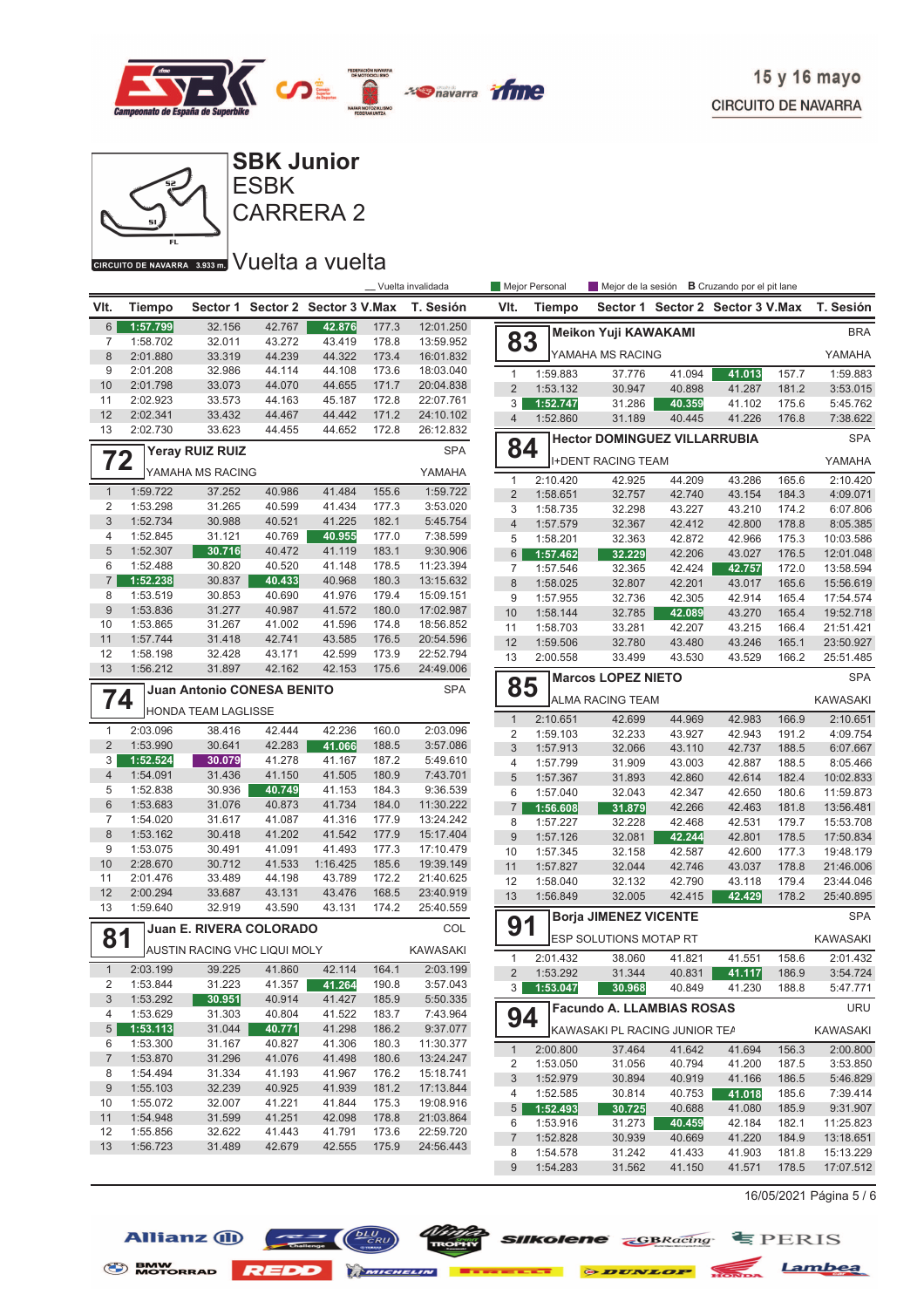# SBK Junior

ESBK

CARRERA 2

Vuelta a vuelta

15 y 16 mayo

CIRCUITO DE NAVARRA

CIRCUITO DE NAVARRA 3.933 m.

_ Vuelta invalidada · Mejor Personal · Mejor de la sesión · **B** Cruzando por el pit lane

| Vlt. | Tiempo | Sector 1 | Sector 2 | Sector 3 | V.Max | T. Sesión |
|---|---|---|---|---|---|---|
| 6 | 1:57.799 | 32.156 | 42.767 | 42.876 | 177.3 | 12:01.250 |
| 7 | 1:58.702 | 32.011 | 43.272 | 43.419 | 178.8 | 13:59.952 |
| 8 | 2:01.880 | 33.319 | 44.239 | 44.322 | 173.4 | 16:01.832 |
| 9 | 2:01.208 | 32.986 | 44.114 | 44.108 | 173.6 | 18:03.040 |
| 10 | 2:01.798 | 33.073 | 44.070 | 44.655 | 171.7 | 20:04.838 |
| 11 | 2:02.923 | 33.573 | 44.163 | 45.187 | 172.8 | 22:07.761 |
| 12 | 2:02.341 | 33.432 | 44.467 | 44.442 | 171.2 | 24:10.102 |
| 13 | 2:02.730 | 33.623 | 44.455 | 44.652 | 172.8 | 26:12.832 |

## 72 Yeray RUIZ RUIZ — SPA
YAMAHA MS RACING — YAMAHA

| Vlt. | Tiempo | Sector 1 | Sector 2 | Sector 3 | V.Max | T. Sesión |
|---|---|---|---|---|---|---|
| 1 | 1:59.722 | 37.252 | 40.986 | 41.484 | 155.6 | 1:59.722 |
| 2 | 1:53.298 | 31.265 | 40.599 | 41.434 | 177.3 | 3:53.020 |
| 3 | 1:52.734 | 30.988 | 40.521 | 41.225 | 182.1 | 5:45.754 |
| 4 | 1:52.845 | 31.121 | 40.769 | 40.955 | 177.0 | 7:38.599 |
| 5 | 1:52.307 | 30.716 | 40.472 | 41.119 | 183.1 | 9:30.906 |
| 6 | 1:52.488 | 30.820 | 40.520 | 41.148 | 178.5 | 11:23.394 |
| 7 | 1:52.238 | 30.837 | 40.433 | 40.968 | 180.3 | 13:15.632 |
| 8 | 1:53.519 | 30.853 | 40.690 | 41.976 | 179.4 | 15:09.151 |
| 9 | 1:53.836 | 31.277 | 40.987 | 41.572 | 180.0 | 17:02.987 |
| 10 | 1:53.865 | 31.267 | 41.002 | 41.596 | 174.8 | 18:56.852 |
| 11 | 1:57.744 | 31.418 | 42.741 | 43.585 | 176.5 | 20:54.596 |
| 12 | 1:58.198 | 32.428 | 43.171 | 42.599 | 173.9 | 22:52.794 |
| 13 | 1:56.212 | 31.897 | 42.162 | 42.153 | 175.6 | 24:49.006 |

## 74 Juan Antonio CONESA BENITO — SPA
HONDA TEAM LAGLISSE

| Vlt. | Tiempo | Sector 1 | Sector 2 | Sector 3 | V.Max | T. Sesión |
|---|---|---|---|---|---|---|
| 1 | 2:03.096 | 38.416 | 42.444 | 42.236 | 160.0 | 2:03.096 |
| 2 | 1:53.990 | 30.641 | 42.283 | 41.066 | 188.5 | 3:57.086 |
| 3 | 1:52.524 | 30.079 | 41.278 | 41.167 | 187.2 | 5:49.610 |
| 4 | 1:54.091 | 31.436 | 41.150 | 41.505 | 180.9 | 7:43.701 |
| 5 | 1:52.838 | 30.936 | 40.749 | 41.153 | 184.3 | 9:36.539 |
| 6 | 1:53.683 | 31.076 | 40.873 | 41.734 | 184.0 | 11:30.222 |
| 7 | 1:54.020 | 31.617 | 41.087 | 41.316 | 177.9 | 13:24.242 |
| 8 | 1:53.162 | 30.418 | 41.202 | 41.542 | 177.9 | 15:17.404 |
| 9 | 1:53.075 | 30.491 | 41.091 | 41.493 | 177.3 | 17:10.479 |
| 10 | 2:28.670 | 30.712 | 41.533 | 1:16.425 | 185.6 | 19:39.149 |
| 11 | 2:01.476 | 33.489 | 44.198 | 43.789 | 172.2 | 21:40.625 |
| 12 | 2:00.294 | 33.687 | 43.131 | 43.476 | 168.5 | 23:40.919 |
| 13 | 1:59.640 | 32.919 | 43.590 | 43.131 | 174.2 | 25:40.559 |

## 81 Juan E. RIVERA COLORADO — COL
AUSTIN RACING VHC LIQUI MOLY — KAWASAKI

| Vlt. | Tiempo | Sector 1 | Sector 2 | Sector 3 | V.Max | T. Sesión |
|---|---|---|---|---|---|---|
| 1 | 2:03.199 | 39.225 | 41.860 | 42.114 | 164.1 | 2:03.199 |
| 2 | 1:53.844 | 31.223 | 41.357 | 41.264 | 190.8 | 3:57.043 |
| 3 | 1:53.292 | 30.951 | 40.914 | 41.427 | 185.9 | 5:50.335 |
| 4 | 1:53.629 | 31.303 | 40.804 | 41.522 | 183.7 | 7:43.964 |
| 5 | 1:53.113 | 31.044 | 40.771 | 41.298 | 186.2 | 9:37.077 |
| 6 | 1:53.300 | 31.167 | 40.827 | 41.306 | 180.3 | 11:30.377 |
| 7 | 1:53.870 | 31.296 | 41.076 | 41.498 | 180.6 | 13:24.247 |
| 8 | 1:54.494 | 31.334 | 41.193 | 41.967 | 176.2 | 15:18.741 |
| 9 | 1:55.103 | 32.239 | 40.925 | 41.939 | 181.2 | 17:13.844 |
| 10 | 1:55.072 | 32.007 | 41.221 | 41.844 | 175.3 | 19:08.916 |
| 11 | 1:54.948 | 31.599 | 41.251 | 42.098 | 178.8 | 21:03.864 |
| 12 | 1:55.856 | 32.622 | 41.443 | 41.791 | 173.6 | 22:59.720 |
| 13 | 1:56.723 | 31.489 | 42.679 | 42.555 | 175.9 | 24:56.443 |

## 83 Meikon Yuji KAWAKAMI — BRA
YAMAHA MS RACING — YAMAHA

| Vlt. | Tiempo | Sector 1 | Sector 2 | Sector 3 | V.Max | T. Sesión |
|---|---|---|---|---|---|---|
| 1 | 1:59.883 | 37.776 | 41.094 | 41.013 | 157.7 | 1:59.883 |
| 2 | 1:53.132 | 30.947 | 40.898 | 41.287 | 181.2 | 3:53.015 |
| 3 | 1:52.747 | 31.286 | 40.359 | 41.102 | 175.6 | 5:45.762 |
| 4 | 1:52.860 | 31.189 | 40.445 | 41.226 | 176.8 | 7:38.622 |

## 84 Hector DOMINGUEZ VILLARRUBIA — SPA
I+DENT RACING TEAM — YAMAHA

| Vlt. | Tiempo | Sector 1 | Sector 2 | Sector 3 | V.Max | T. Sesión |
|---|---|---|---|---|---|---|
| 1 | 2:10.420 | 42.925 | 44.209 | 43.286 | 165.6 | 2:10.420 |
| 2 | 1:58.651 | 32.757 | 42.740 | 43.154 | 184.3 | 4:09.071 |
| 3 | 1:58.735 | 32.298 | 43.227 | 43.210 | 174.2 | 6:07.806 |
| 4 | 1:57.579 | 32.367 | 42.412 | 42.800 | 178.8 | 8:05.385 |
| 5 | 1:58.201 | 32.363 | 42.872 | 42.966 | 175.3 | 10:03.586 |
| 6 | 1:57.462 | 32.229 | 42.206 | 43.027 | 176.5 | 12:01.048 |
| 7 | 1:57.546 | 32.365 | 42.424 | 42.757 | 172.0 | 13:58.594 |
| 8 | 1:58.025 | 32.807 | 42.201 | 43.017 | 165.6 | 15:56.619 |
| 9 | 1:57.955 | 32.736 | 42.305 | 42.914 | 165.4 | 17:54.574 |
| 10 | 1:58.144 | 32.785 | 42.089 | 43.270 | 165.4 | 19:52.718 |
| 11 | 1:58.703 | 33.281 | 42.207 | 43.215 | 166.4 | 21:51.421 |
| 12 | 1:59.506 | 32.780 | 43.480 | 43.246 | 165.1 | 23:50.927 |
| 13 | 2:00.558 | 33.499 | 43.530 | 43.529 | 166.2 | 25:51.485 |

## 85 Marcos LOPEZ NIETO — SPA
ALMA RACING TEAM — KAWASAKI

| Vlt. | Tiempo | Sector 1 | Sector 2 | Sector 3 | V.Max | T. Sesión |
|---|---|---|---|---|---|---|
| 1 | 2:10.651 | 42.699 | 44.969 | 42.983 | 166.9 | 2:10.651 |
| 2 | 1:59.103 | 32.233 | 43.927 | 42.943 | 191.2 | 4:09.754 |
| 3 | 1:57.913 | 32.066 | 43.110 | 42.737 | 188.5 | 6:07.667 |
| 4 | 1:57.799 | 31.909 | 43.003 | 42.887 | 188.5 | 8:05.466 |
| 5 | 1:57.367 | 31.893 | 42.860 | 42.614 | 182.4 | 10:02.833 |
| 6 | 1:57.040 | 32.043 | 42.347 | 42.650 | 180.6 | 11:59.873 |
| 7 | 1:56.608 | 31.879 | 42.266 | 42.463 | 181.8 | 13:56.481 |
| 8 | 1:57.227 | 32.228 | 42.468 | 42.531 | 179.7 | 15:53.708 |
| 9 | 1:57.126 | 32.081 | 42.244 | 42.801 | 178.5 | 17:50.834 |
| 10 | 1:57.345 | 32.158 | 42.587 | 42.600 | 177.3 | 19:48.179 |
| 11 | 1:57.827 | 32.044 | 42.746 | 43.037 | 178.8 | 21:46.006 |
| 12 | 1:58.040 | 32.132 | 42.790 | 43.118 | 179.4 | 23:44.046 |
| 13 | 1:56.849 | 32.005 | 42.415 | 42.429 | 178.2 | 25:40.895 |

## 91 Borja JIMENEZ VICENTE — SPA
ESP SOLUTIONS MOTAP RT — KAWASAKI

| Vlt. | Tiempo | Sector 1 | Sector 2 | Sector 3 | V.Max | T. Sesión |
|---|---|---|---|---|---|---|
| 1 | 2:01.432 | 38.060 | 41.821 | 41.551 | 158.6 | 2:01.432 |
| 2 | 1:53.292 | 31.344 | 40.831 | 41.117 | 186.9 | 3:54.724 |
| 3 | 1:53.047 | 30.968 | 40.849 | 41.230 | 188.8 | 5:47.771 |

## 94 Facundo A. LLAMBIAS ROSAS — URU
KAWASAKI PL RACING JUNIOR TEA — KAWASAKI

| Vlt. | Tiempo | Sector 1 | Sector 2 | Sector 3 | V.Max | T. Sesión |
|---|---|---|---|---|---|---|
| 1 | 2:00.800 | 37.464 | 41.642 | 41.694 | 156.3 | 2:00.800 |
| 2 | 1:53.050 | 31.056 | 40.794 | 41.200 | 187.5 | 3:53.850 |
| 3 | 1:52.979 | 30.894 | 40.919 | 41.166 | 186.5 | 5:46.829 |
| 4 | 1:52.585 | 30.814 | 40.753 | 41.018 | 185.6 | 7:39.414 |
| 5 | 1:52.493 | 30.725 | 40.688 | 41.080 | 185.9 | 9:31.907 |
| 6 | 1:53.916 | 31.273 | 40.459 | 42.184 | 182.1 | 11:25.823 |
| 7 | 1:52.828 | 30.939 | 40.669 | 41.220 | 184.9 | 13:18.651 |
| 8 | 1:54.578 | 31.242 | 41.433 | 41.903 | 181.8 | 15:13.229 |
| 9 | 1:54.283 | 31.562 | 41.150 | 41.571 | 178.5 | 17:07.512 |

16/05/2021 Página 5 / 6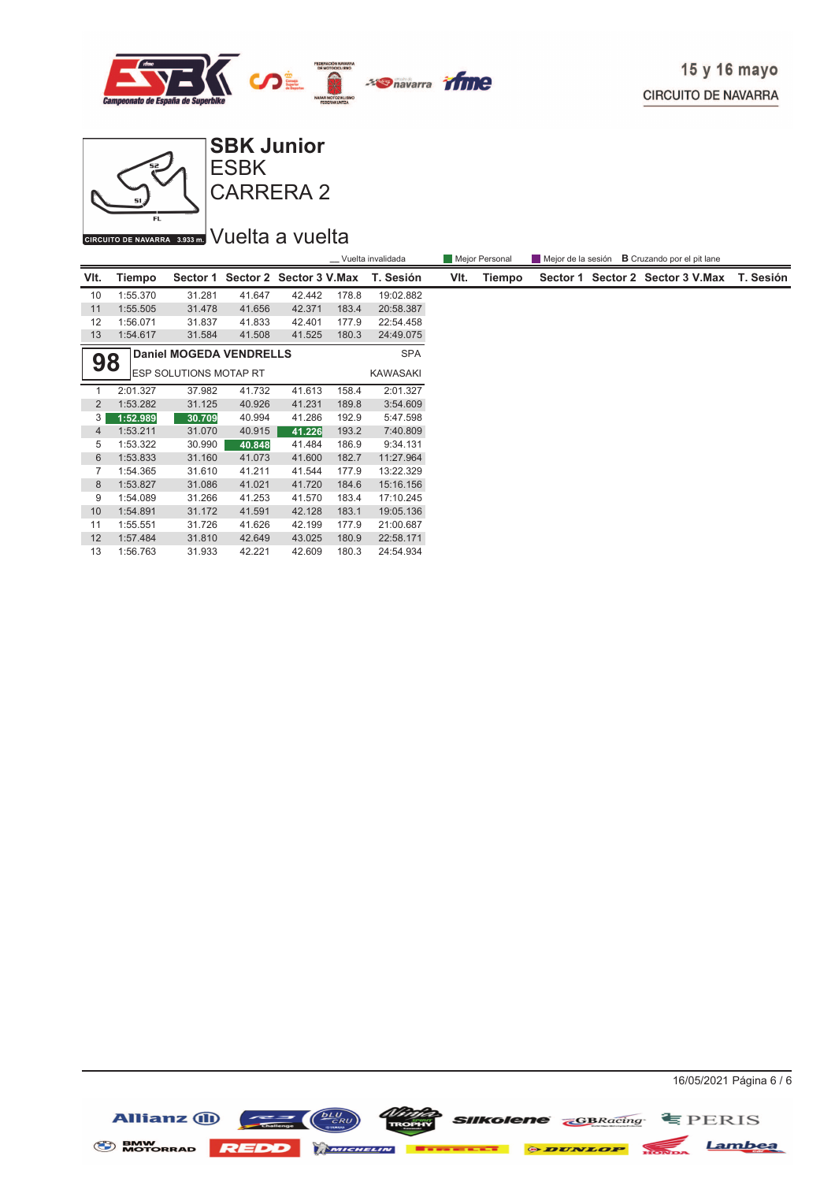# SBK Junior

## ESBK

## CARRERA 2

## Vuelta a vuelta

CIRCUITO DE NAVARRA 3.933 m.

15 y 16 mayo
CIRCUITO DE NAVARRA

__ Vuelta invalidada | Mejor Personal | Mejor de la sesión | **B** Cruzando por el pit lane

| Vlt. | Tiempo | Sector 1 | Sector 2 | Sector 3 | V.Max | T. Sesión |
|---|---|---|---|---|---|---|
| 10 | 1:55.370 | 31.281 | 41.647 | 42.442 | 178.8 | 19:02.882 |
| 11 | 1:55.505 | 31.478 | 41.656 | 42.371 | 183.4 | 20:58.387 |
| 12 | 1:56.071 | 31.837 | 41.833 | 42.401 | 177.9 | 22:54.458 |
| 13 | 1:54.617 | 31.584 | 41.508 | 41.525 | 180.3 | 24:49.075 |

**98** — **Daniel MOGEDA VENDRELLS** — SPA
ESP SOLUTIONS MOTAP RT — KAWASAKI

| Vlt. | Tiempo | Sector 1 | Sector 2 | Sector 3 | V.Max | T. Sesión |
|---|---|---|---|---|---|---|
| 1 | 2:01.327 | 37.982 | 41.732 | 41.613 | 158.4 | 2:01.327 |
| 2 | 1:53.282 | 31.125 | 40.926 | 41.231 | 189.8 | 3:54.609 |
| 3 | 1:52.989 | 30.709 | 40.994 | 41.286 | 192.9 | 5:47.598 |
| 4 | 1:53.211 | 31.070 | 40.915 | 41.226 | 193.2 | 7:40.809 |
| 5 | 1:53.322 | 30.990 | 40.848 | 41.484 | 186.9 | 9:34.131 |
| 6 | 1:53.833 | 31.160 | 41.073 | 41.600 | 182.7 | 11:27.964 |
| 7 | 1:54.365 | 31.610 | 41.211 | 41.544 | 177.9 | 13:22.329 |
| 8 | 1:53.827 | 31.086 | 41.021 | 41.720 | 184.6 | 15:16.156 |
| 9 | 1:54.089 | 31.266 | 41.253 | 41.570 | 183.4 | 17:10.245 |
| 10 | 1:54.891 | 31.172 | 41.591 | 42.128 | 183.1 | 19:05.136 |
| 11 | 1:55.551 | 31.726 | 41.626 | 42.199 | 177.9 | 21:00.687 |
| 12 | 1:57.484 | 31.810 | 42.649 | 43.025 | 180.9 | 22:58.171 |
| 13 | 1:56.763 | 31.933 | 42.221 | 42.609 | 180.3 | 24:54.934 |

16/05/2021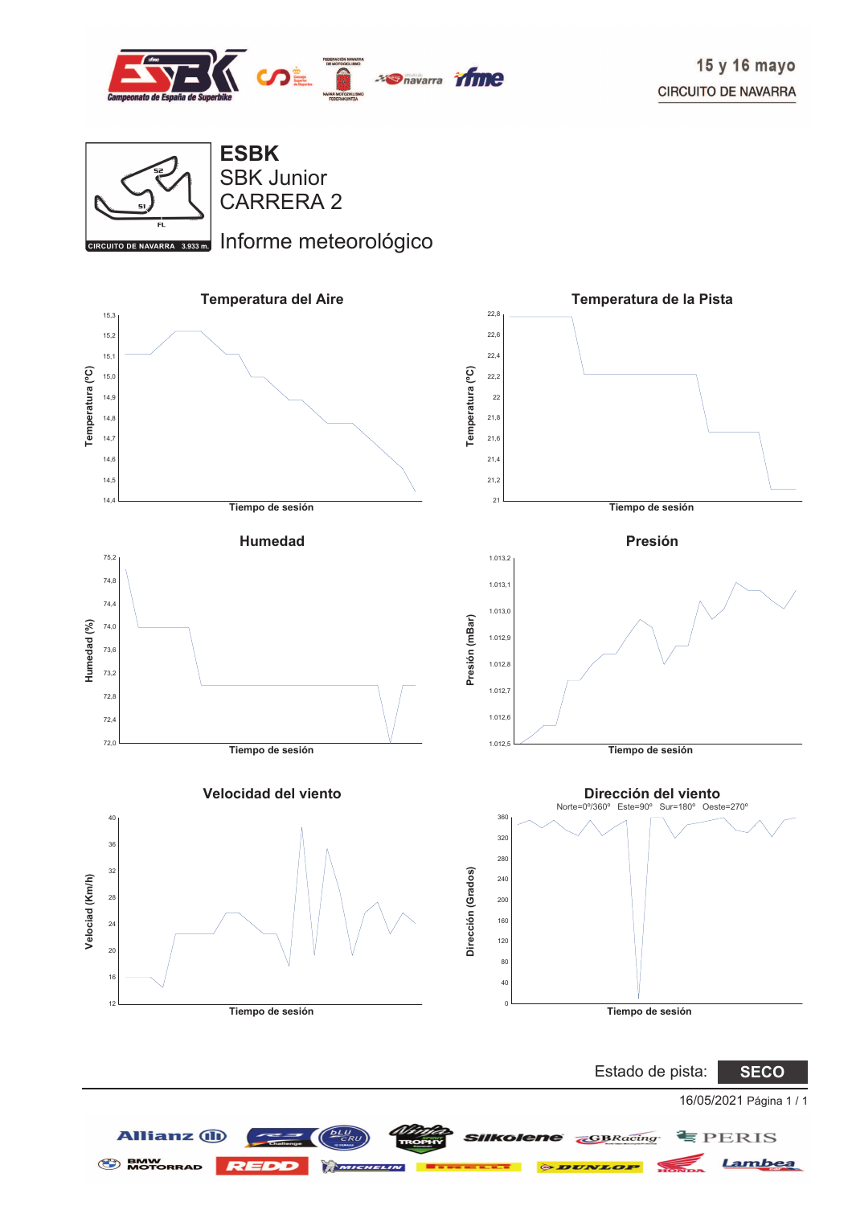15 y 16 mayo

CIRCUITO DE NAVARRA

# ESBK

SBK Junior

CARRERA 2

Informe meteorológico

CIRCUITO DE NAVARRA 3.933 m.

## Temperatura del Aire

Temperatura (ºC)

15,3
15,2
15,1
15,0
14,9
14,8
14,7
14,6
14,5
14,4

Tiempo de sesión

## Temperatura de la Pista

Temperatura (ºC)

22,8
22,6
22,4
22,2
22
21,8
21,6
21,4
21,2
21

Tiempo de sesión

## Humedad

Humedad (%)

75,2
74,8
74,4
74,0
73,6
73,2
72,8
72,4
72,0

Tiempo de sesión

## Presión

Presión (mBar)

1.013,2
1.013,1
1.013,0
1.012,9
1.012,8
1.012,7
1.012,6
1.012,5

Tiempo de sesión

## Velocidad del viento

Velociad (Km/h)

40
36
32
28
24
20
16
12

Tiempo de sesión

## Dirección del viento

Norte=0º/360º Este=90º Sur=180º Oeste=270º

Dirección (Grados)

360
320
280
240
200
160
120
80
40
0

Tiempo de sesión

Estado de pista: **SECO**

16/05/2021 Página 1 / 1